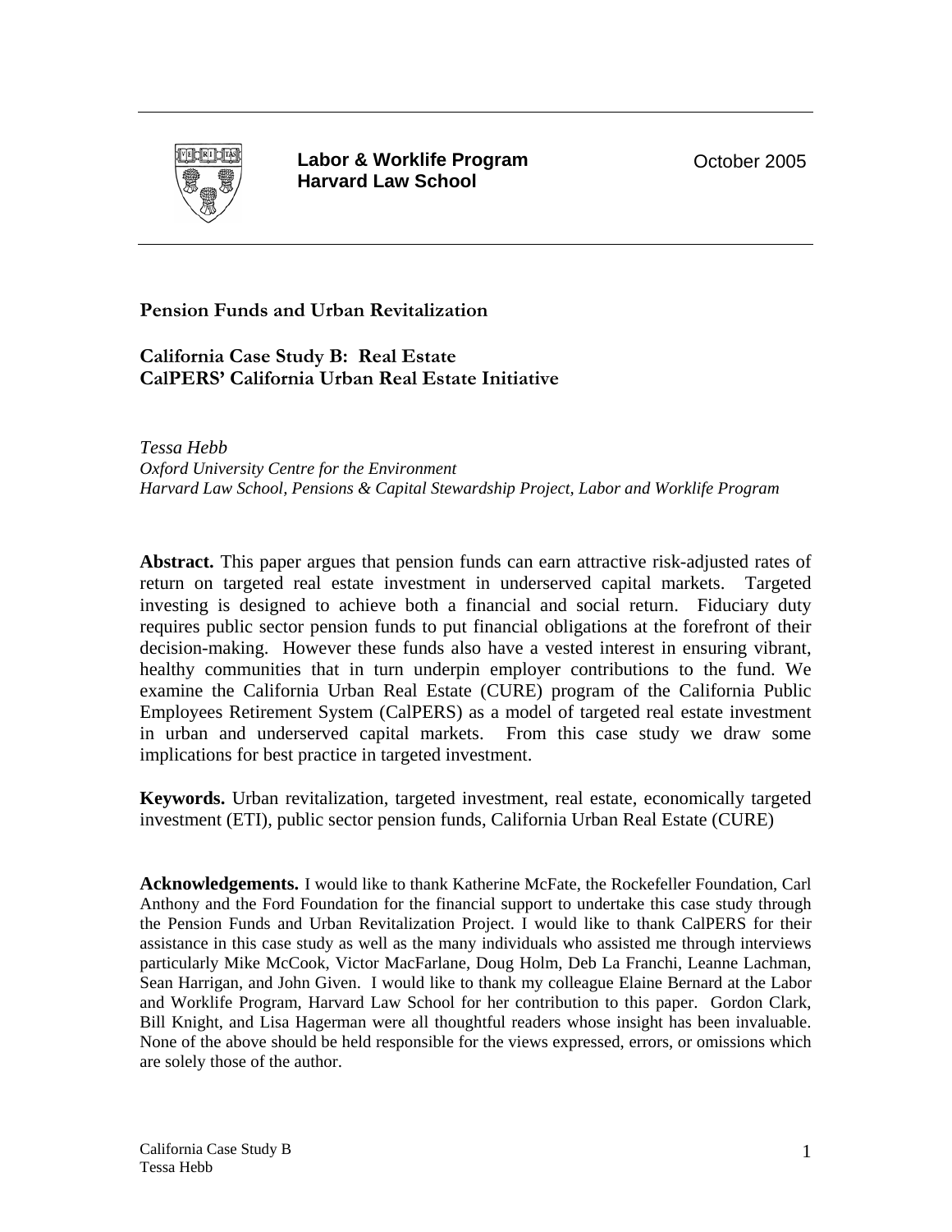**Labor & Worklife Program**
**Harvard Law School**

October 2005

# Pension Funds and Urban Revitalization

## California Case Study B: Real Estate
## CalPERS' California Urban Real Estate Initiative

*Tessa Hebb*
*Oxford University Centre for the Environment*
*Harvard Law School, Pensions & Capital Stewardship Project, Labor and Worklife Program*

**Abstract.** This paper argues that pension funds can earn attractive risk-adjusted rates of return on targeted real estate investment in underserved capital markets. Targeted investing is designed to achieve both a financial and social return. Fiduciary duty requires public sector pension funds to put financial obligations at the forefront of their decision-making. However these funds also have a vested interest in ensuring vibrant, healthy communities that in turn underpin employer contributions to the fund. We examine the California Urban Real Estate (CURE) program of the California Public Employees Retirement System (CalPERS) as a model of targeted real estate investment in urban and underserved capital markets. From this case study we draw some implications for best practice in targeted investment.

**Keywords.** Urban revitalization, targeted investment, real estate, economically targeted investment (ETI), public sector pension funds, California Urban Real Estate (CURE)

**Acknowledgements.** I would like to thank Katherine McFate, the Rockefeller Foundation, Carl Anthony and the Ford Foundation for the financial support to undertake this case study through the Pension Funds and Urban Revitalization Project. I would like to thank CalPERS for their assistance in this case study as well as the many individuals who assisted me through interviews particularly Mike McCook, Victor MacFarlane, Doug Holm, Deb La Franchi, Leanne Lachman, Sean Harrigan, and John Given. I would like to thank my colleague Elaine Bernard at the Labor and Worklife Program, Harvard Law School for her contribution to this paper. Gordon Clark, Bill Knight, and Lisa Hagerman were all thoughtful readers whose insight has been invaluable. None of the above should be held responsible for the views expressed, errors, or omissions which are solely those of the author.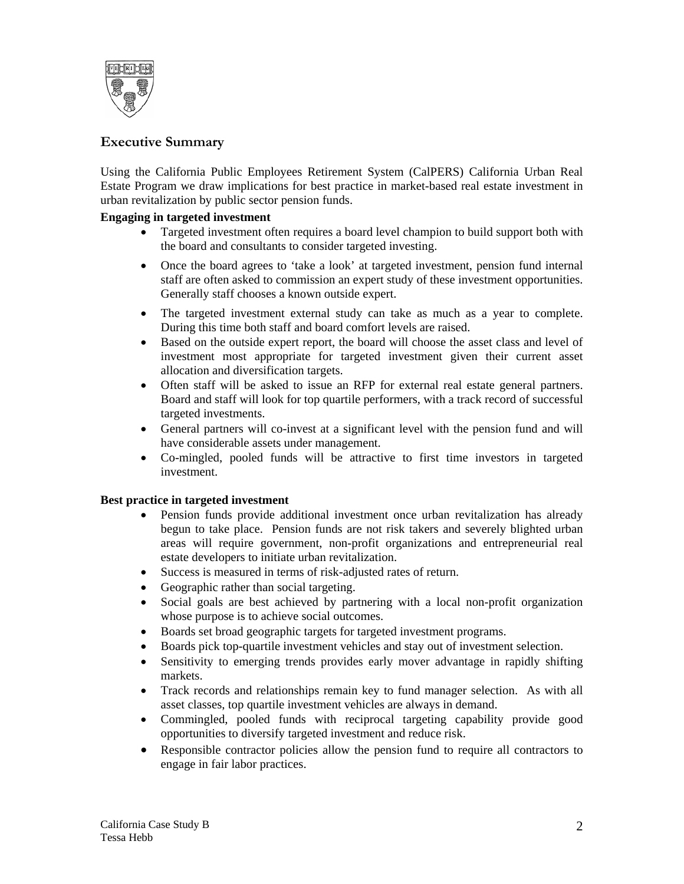## Executive Summary

Using the California Public Employees Retirement System (CalPERS) California Urban Real Estate Program we draw implications for best practice in market-based real estate investment in urban revitalization by public sector pension funds.

**Engaging in targeted investment**

- Targeted investment often requires a board level champion to build support both with the board and consultants to consider targeted investing.
- Once the board agrees to 'take a look' at targeted investment, pension fund internal staff are often asked to commission an expert study of these investment opportunities. Generally staff chooses a known outside expert.
- The targeted investment external study can take as much as a year to complete. During this time both staff and board comfort levels are raised.
- Based on the outside expert report, the board will choose the asset class and level of investment most appropriate for targeted investment given their current asset allocation and diversification targets.
- Often staff will be asked to issue an RFP for external real estate general partners. Board and staff will look for top quartile performers, with a track record of successful targeted investments.
- General partners will co-invest at a significant level with the pension fund and will have considerable assets under management.
- Co-mingled, pooled funds will be attractive to first time investors in targeted investment.

**Best practice in targeted investment**

- Pension funds provide additional investment once urban revitalization has already begun to take place. Pension funds are not risk takers and severely blighted urban areas will require government, non-profit organizations and entrepreneurial real estate developers to initiate urban revitalization.
- Success is measured in terms of risk-adjusted rates of return.
- Geographic rather than social targeting.
- Social goals are best achieved by partnering with a local non-profit organization whose purpose is to achieve social outcomes.
- Boards set broad geographic targets for targeted investment programs.
- Boards pick top-quartile investment vehicles and stay out of investment selection.
- Sensitivity to emerging trends provides early mover advantage in rapidly shifting markets.
- Track records and relationships remain key to fund manager selection. As with all asset classes, top quartile investment vehicles are always in demand.
- Commingled, pooled funds with reciprocal targeting capability provide good opportunities to diversify targeted investment and reduce risk.
- Responsible contractor policies allow the pension fund to require all contractors to engage in fair labor practices.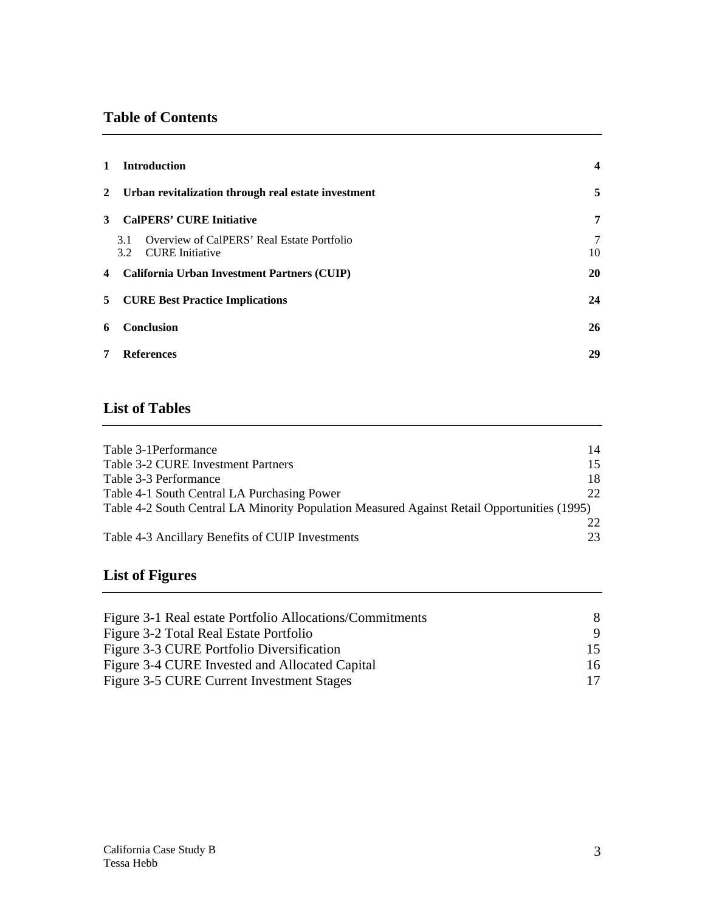## Table of Contents

| | | |
|---|---|---|
| **1** | **Introduction** | **4** |
| **2** | **Urban revitalization through real estate investment** | **5** |
| **3** | **CalPERS' CURE Initiative** | **7** |
| 3.1 | Overview of CalPERS' Real Estate Portfolio | 7 |
| 3.2 | CURE Initiative | 10 |
| **4** | **California Urban Investment Partners (CUIP)** | **20** |
| **5** | **CURE Best Practice Implications** | **24** |
| **6** | **Conclusion** | **26** |
| **7** | **References** | **29** |

## List of Tables

| | |
|---|---|
| Table 3-1Performance | 14 |
| Table 3-2 CURE Investment Partners | 15 |
| Table 3-3 Performance | 18 |
| Table 4-1 South Central LA Purchasing Power | 22 |
| Table 4-2 South Central LA Minority Population Measured Against Retail Opportunities (1995) | 22 |
| Table 4-3 Ancillary Benefits of CUIP Investments | 23 |

## List of Figures

| | |
|---|---|
| Figure 3-1 Real estate Portfolio Allocations/Commitments | 8 |
| Figure 3-2 Total Real Estate Portfolio | 9 |
| Figure 3-3 CURE Portfolio Diversification | 15 |
| Figure 3-4 CURE Invested and Allocated Capital | 16 |
| Figure 3-5 CURE Current Investment Stages | 17 |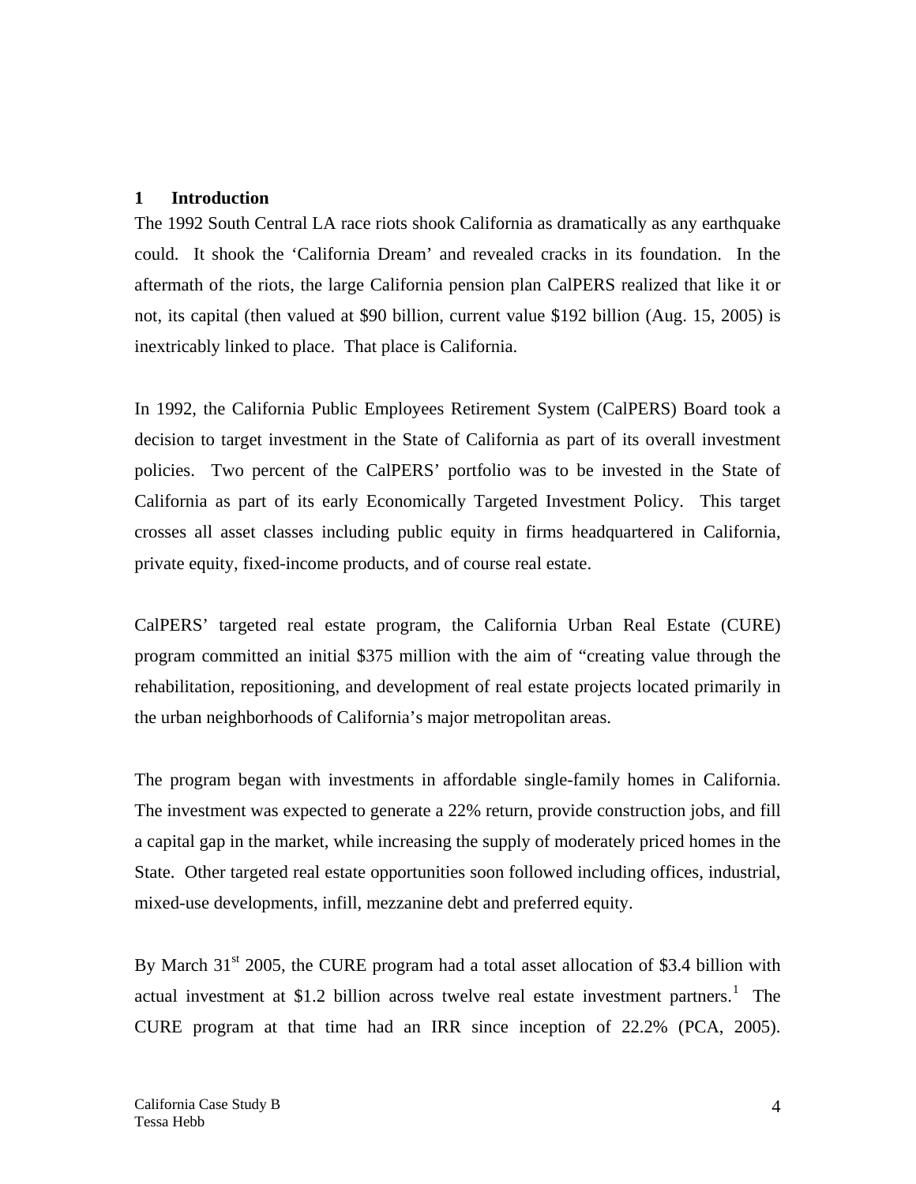# 1 Introduction

The 1992 South Central LA race riots shook California as dramatically as any earthquake could. It shook the 'California Dream' and revealed cracks in its foundation. In the aftermath of the riots, the large California pension plan CalPERS realized that like it or not, its capital (then valued at $90 billion, current value $192 billion (Aug. 15, 2005) is inextricably linked to place. That place is California.

In 1992, the California Public Employees Retirement System (CalPERS) Board took a decision to target investment in the State of California as part of its overall investment policies. Two percent of the CalPERS' portfolio was to be invested in the State of California as part of its early Economically Targeted Investment Policy. This target crosses all asset classes including public equity in firms headquartered in California, private equity, fixed-income products, and of course real estate.

CalPERS' targeted real estate program, the California Urban Real Estate (CURE) program committed an initial $375 million with the aim of "creating value through the rehabilitation, repositioning, and development of real estate projects located primarily in the urban neighborhoods of California's major metropolitan areas.

The program began with investments in affordable single-family homes in California. The investment was expected to generate a 22% return, provide construction jobs, and fill a capital gap in the market, while increasing the supply of moderately priced homes in the State. Other targeted real estate opportunities soon followed including offices, industrial, mixed-use developments, infill, mezzanine debt and preferred equity.

By March 31st 2005, the CURE program had a total asset allocation of $3.4 billion with actual investment at $1.2 billion across twelve real estate investment partners.[1] The CURE program at that time had an IRR since inception of 22.2% (PCA, 2005).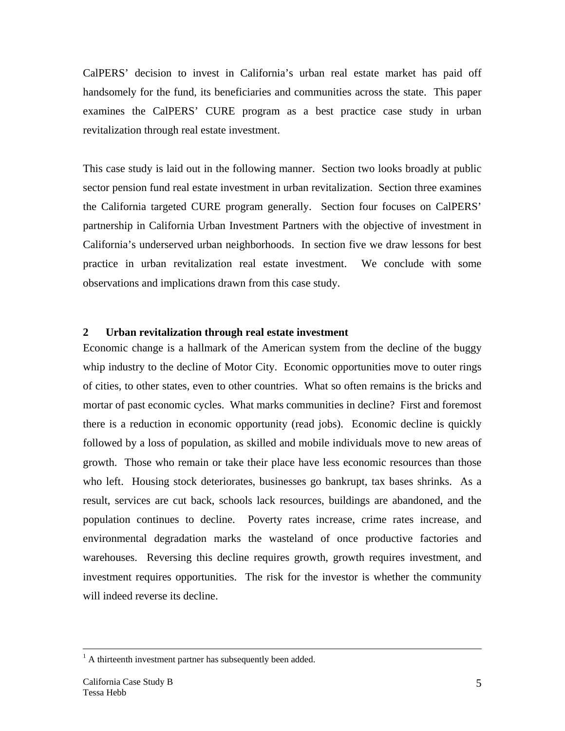CalPERS' decision to invest in California's urban real estate market has paid off handsomely for the fund, its beneficiaries and communities across the state. This paper examines the CalPERS' CURE program as a best practice case study in urban revitalization through real estate investment.

This case study is laid out in the following manner. Section two looks broadly at public sector pension fund real estate investment in urban revitalization. Section three examines the California targeted CURE program generally. Section four focuses on CalPERS' partnership in California Urban Investment Partners with the objective of investment in California's underserved urban neighborhoods. In section five we draw lessons for best practice in urban revitalization real estate investment. We conclude with some observations and implications drawn from this case study.

## 2 Urban revitalization through real estate investment

Economic change is a hallmark of the American system from the decline of the buggy whip industry to the decline of Motor City. Economic opportunities move to outer rings of cities, to other states, even to other countries. What so often remains is the bricks and mortar of past economic cycles. What marks communities in decline? First and foremost there is a reduction in economic opportunity (read jobs). Economic decline is quickly followed by a loss of population, as skilled and mobile individuals move to new areas of growth. Those who remain or take their place have less economic resources than those who left. Housing stock deteriorates, businesses go bankrupt, tax bases shrinks. As a result, services are cut back, schools lack resources, buildings are abandoned, and the population continues to decline. Poverty rates increase, crime rates increase, and environmental degradation marks the wasteland of once productive factories and warehouses. Reversing this decline requires growth, growth requires investment, and investment requires opportunities. The risk for the investor is whether the community will indeed reverse its decline.

---

[1] A thirteenth investment partner has subsequently been added.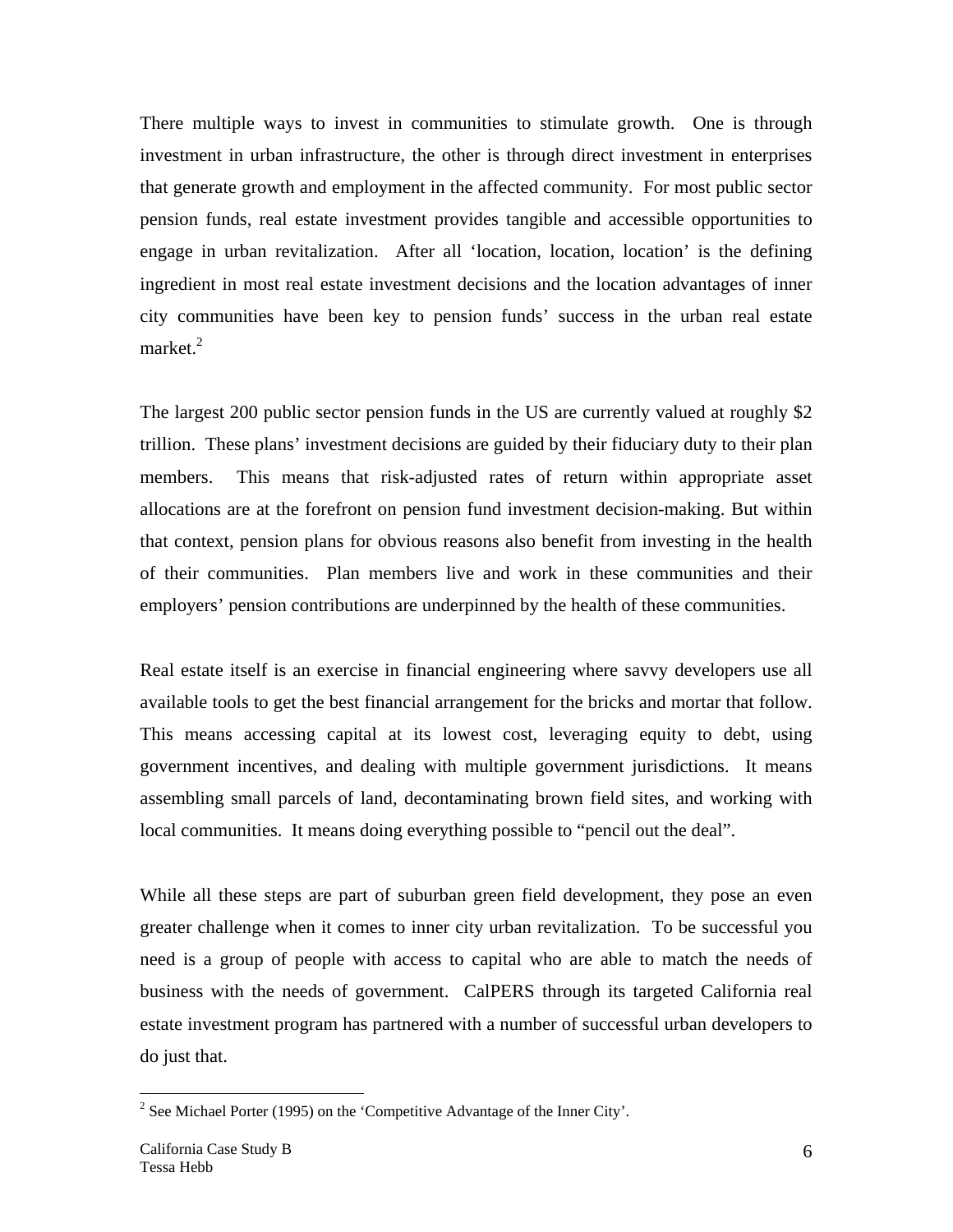There multiple ways to invest in communities to stimulate growth. One is through investment in urban infrastructure, the other is through direct investment in enterprises that generate growth and employment in the affected community. For most public sector pension funds, real estate investment provides tangible and accessible opportunities to engage in urban revitalization. After all 'location, location, location' is the defining ingredient in most real estate investment decisions and the location advantages of inner city communities have been key to pension funds' success in the urban real estate market.[2]

The largest 200 public sector pension funds in the US are currently valued at roughly \$2 trillion. These plans' investment decisions are guided by their fiduciary duty to their plan members. This means that risk-adjusted rates of return within appropriate asset allocations are at the forefront on pension fund investment decision-making. But within that context, pension plans for obvious reasons also benefit from investing in the health of their communities. Plan members live and work in these communities and their employers' pension contributions are underpinned by the health of these communities.

Real estate itself is an exercise in financial engineering where savvy developers use all available tools to get the best financial arrangement for the bricks and mortar that follow. This means accessing capital at its lowest cost, leveraging equity to debt, using government incentives, and dealing with multiple government jurisdictions. It means assembling small parcels of land, decontaminating brown field sites, and working with local communities. It means doing everything possible to "pencil out the deal".

While all these steps are part of suburban green field development, they pose an even greater challenge when it comes to inner city urban revitalization. To be successful you need is a group of people with access to capital who are able to match the needs of business with the needs of government. CalPERS through its targeted California real estate investment program has partnered with a number of successful urban developers to do just that.

[2] See Michael Porter (1995) on the 'Competitive Advantage of the Inner City'.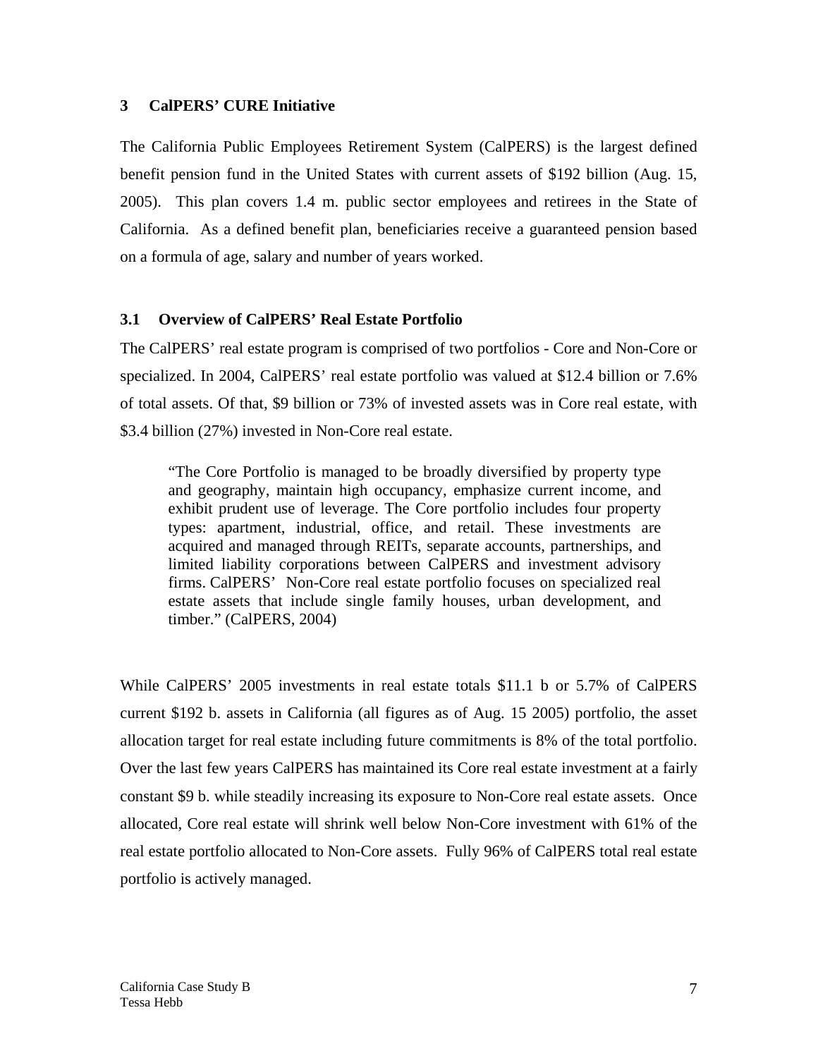## 3 CalPERS' CURE Initiative

The California Public Employees Retirement System (CalPERS) is the largest defined benefit pension fund in the United States with current assets of $192 billion (Aug. 15, 2005). This plan covers 1.4 m. public sector employees and retirees in the State of California. As a defined benefit plan, beneficiaries receive a guaranteed pension based on a formula of age, salary and number of years worked.

### 3.1 Overview of CalPERS' Real Estate Portfolio

The CalPERS' real estate program is comprised of two portfolios - Core and Non-Core or specialized. In 2004, CalPERS' real estate portfolio was valued at $12.4 billion or 7.6% of total assets. Of that, $9 billion or 73% of invested assets was in Core real estate, with $3.4 billion (27%) invested in Non-Core real estate.

> "The Core Portfolio is managed to be broadly diversified by property type and geography, maintain high occupancy, emphasize current income, and exhibit prudent use of leverage. The Core portfolio includes four property types: apartment, industrial, office, and retail. These investments are acquired and managed through REITs, separate accounts, partnerships, and limited liability corporations between CalPERS and investment advisory firms. CalPERS' Non-Core real estate portfolio focuses on specialized real estate assets that include single family houses, urban development, and timber." (CalPERS, 2004)

While CalPERS' 2005 investments in real estate totals $11.1 b or 5.7% of CalPERS current $192 b. assets in California (all figures as of Aug. 15 2005) portfolio, the asset allocation target for real estate including future commitments is 8% of the total portfolio. Over the last few years CalPERS has maintained its Core real estate investment at a fairly constant $9 b. while steadily increasing its exposure to Non-Core real estate assets. Once allocated, Core real estate will shrink well below Non-Core investment with 61% of the real estate portfolio allocated to Non-Core assets. Fully 96% of CalPERS total real estate portfolio is actively managed.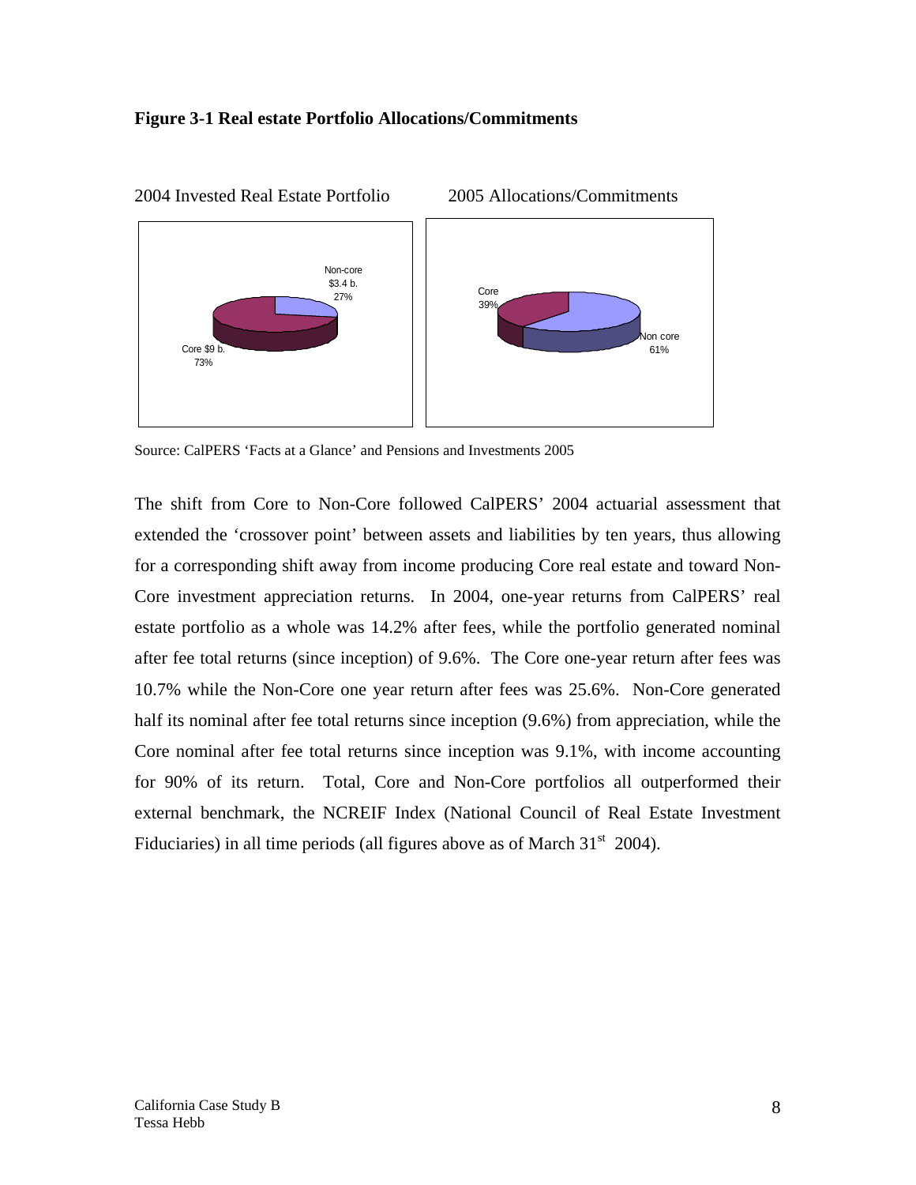**Figure 3-1 Real estate Portfolio Allocations/Commitments**

2004 Invested Real Estate Portfolio

Non-core
$3.4 b.
27%

Core $9 b.
73%

2005 Allocations/Commitments

Core
39%

Non core
61%

Source: CalPERS 'Facts at a Glance' and Pensions and Investments 2005

The shift from Core to Non-Core followed CalPERS' 2004 actuarial assessment that extended the 'crossover point' between assets and liabilities by ten years, thus allowing for a corresponding shift away from income producing Core real estate and toward Non-Core investment appreciation returns. In 2004, one-year returns from CalPERS' real estate portfolio as a whole was 14.2% after fees, while the portfolio generated nominal after fee total returns (since inception) of 9.6%. The Core one-year return after fees was 10.7% while the Non-Core one year return after fees was 25.6%. Non-Core generated half its nominal after fee total returns since inception (9.6%) from appreciation, while the Core nominal after fee total returns since inception was 9.1%, with income accounting for 90% of its return. Total, Core and Non-Core portfolios all outperformed their external benchmark, the NCREIF Index (National Council of Real Estate Investment Fiduciaries) in all time periods (all figures above as of March 31st 2004).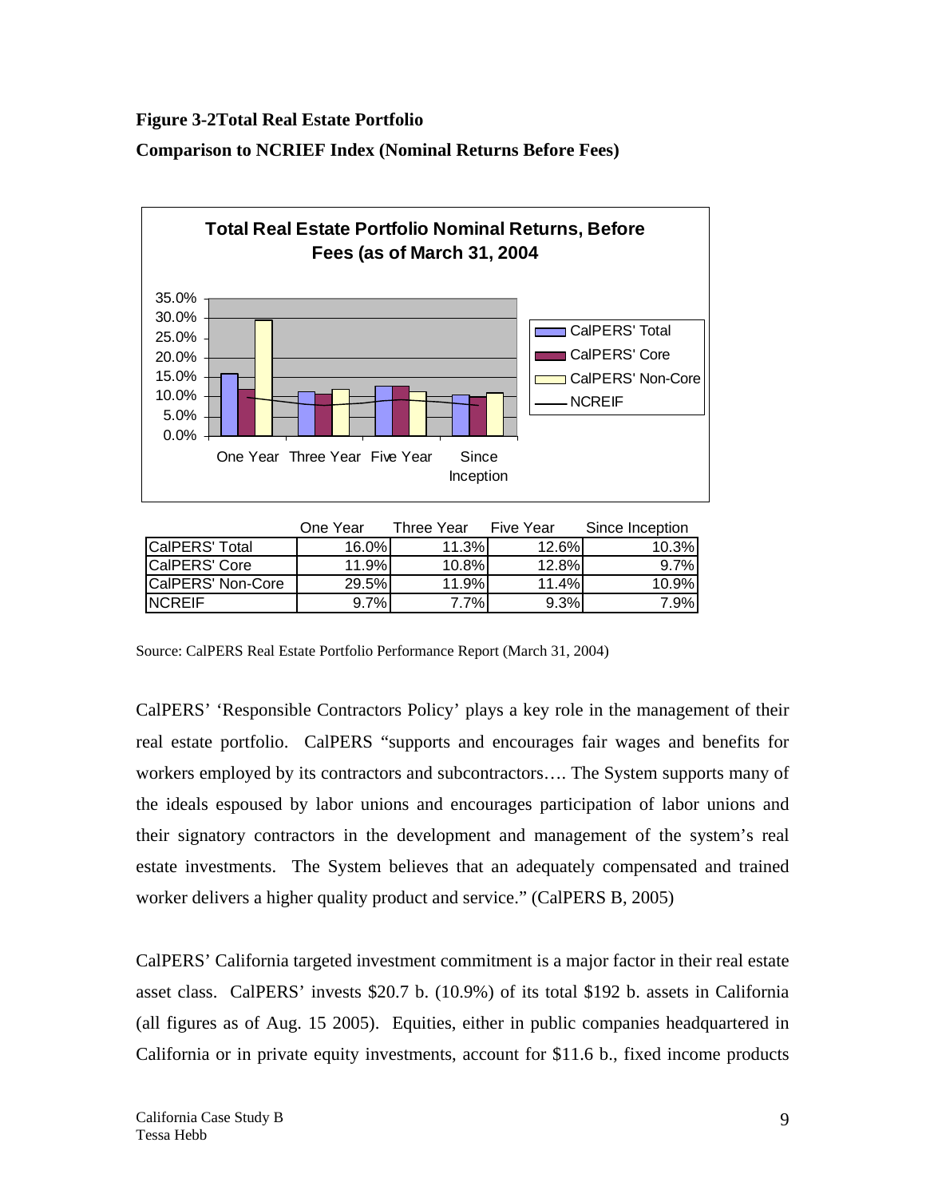**Figure 3-2Total Real Estate Portfolio**

**Comparison to NCRIEF Index (Nominal Returns Before Fees)**

|  | One Year | Three Year | Five Year | Since Inception |
|---|---|---|---|---|
| CalPERS' Total | 16.0% | 11.3% | 12.6% | 10.3% |
| CalPERS' Core | 11.9% | 10.8% | 12.8% | 9.7% |
| CalPERS' Non-Core | 29.5% | 11.9% | 11.4% | 10.9% |
| NCREIF | 9.7% | 7.7% | 9.3% | 7.9% |

Source: CalPERS Real Estate Portfolio Performance Report (March 31, 2004)

CalPERS' 'Responsible Contractors Policy' plays a key role in the management of their real estate portfolio. CalPERS "supports and encourages fair wages and benefits for workers employed by its contractors and subcontractors…. The System supports many of the ideals espoused by labor unions and encourages participation of labor unions and their signatory contractors in the development and management of the system's real estate investments. The System believes that an adequately compensated and trained worker delivers a higher quality product and service." (CalPERS B, 2005)

CalPERS' California targeted investment commitment is a major factor in their real estate asset class. CalPERS' invests $20.7 b. (10.9%) of its total $192 b. assets in California (all figures as of Aug. 15 2005). Equities, either in public companies headquartered in California or in private equity investments, account for $11.6 b., fixed income products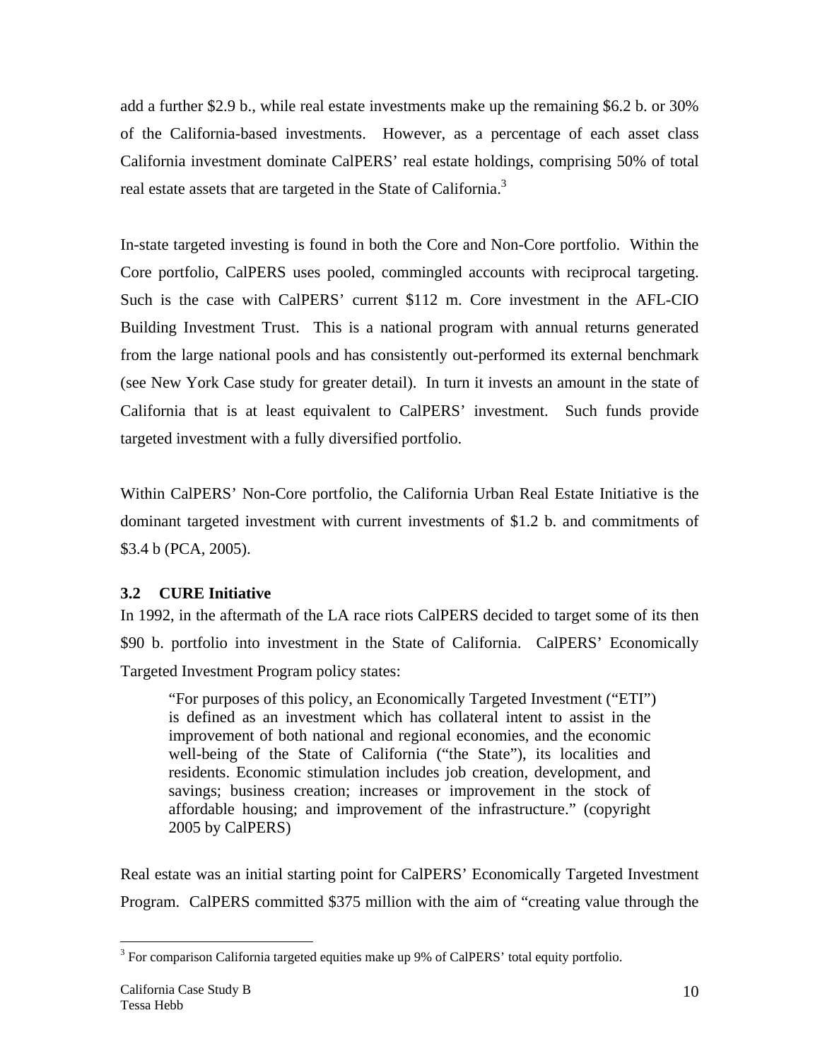add a further \$2.9 b., while real estate investments make up the remaining \$6.2 b. or 30% of the California-based investments. However, as a percentage of each asset class California investment dominate CalPERS' real estate holdings, comprising 50% of total real estate assets that are targeted in the State of California.[3]

In-state targeted investing is found in both the Core and Non-Core portfolio. Within the Core portfolio, CalPERS uses pooled, commingled accounts with reciprocal targeting. Such is the case with CalPERS' current \$112 m. Core investment in the AFL-CIO Building Investment Trust. This is a national program with annual returns generated from the large national pools and has consistently out-performed its external benchmark (see New York Case study for greater detail). In turn it invests an amount in the state of California that is at least equivalent to CalPERS' investment. Such funds provide targeted investment with a fully diversified portfolio.

Within CalPERS' Non-Core portfolio, the California Urban Real Estate Initiative is the dominant targeted investment with current investments of \$1.2 b. and commitments of \$3.4 b (PCA, 2005).

### 3.2 CURE Initiative

In 1992, in the aftermath of the LA race riots CalPERS decided to target some of its then \$90 b. portfolio into investment in the State of California. CalPERS' Economically Targeted Investment Program policy states:

> "For purposes of this policy, an Economically Targeted Investment ("ETI") is defined as an investment which has collateral intent to assist in the improvement of both national and regional economies, and the economic well-being of the State of California ("the State"), its localities and residents. Economic stimulation includes job creation, development, and savings; business creation; increases or improvement in the stock of affordable housing; and improvement of the infrastructure." (copyright 2005 by CalPERS)

Real estate was an initial starting point for CalPERS' Economically Targeted Investment Program. CalPERS committed \$375 million with the aim of "creating value through the

[3] For comparison California targeted equities make up 9% of CalPERS' total equity portfolio.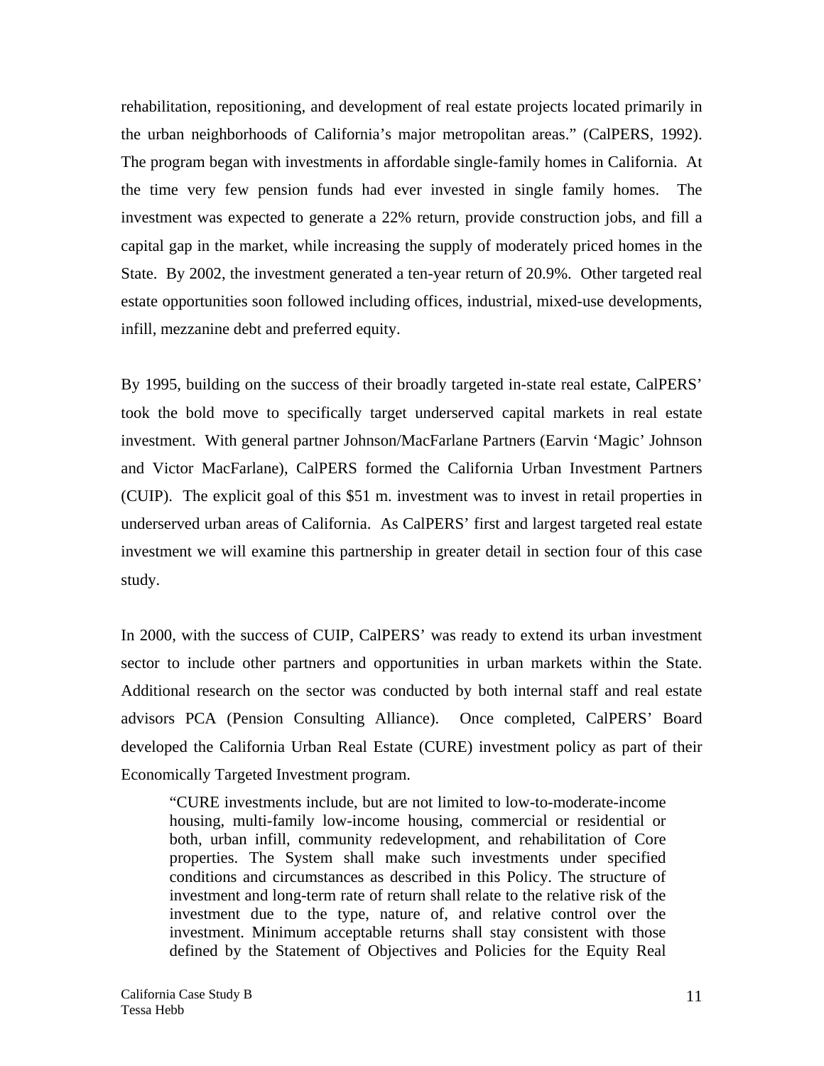rehabilitation, repositioning, and development of real estate projects located primarily in the urban neighborhoods of California's major metropolitan areas." (CalPERS, 1992). The program began with investments in affordable single-family homes in California. At the time very few pension funds had ever invested in single family homes. The investment was expected to generate a 22% return, provide construction jobs, and fill a capital gap in the market, while increasing the supply of moderately priced homes in the State. By 2002, the investment generated a ten-year return of 20.9%. Other targeted real estate opportunities soon followed including offices, industrial, mixed-use developments, infill, mezzanine debt and preferred equity.

By 1995, building on the success of their broadly targeted in-state real estate, CalPERS' took the bold move to specifically target underserved capital markets in real estate investment. With general partner Johnson/MacFarlane Partners (Earvin 'Magic' Johnson and Victor MacFarlane), CalPERS formed the California Urban Investment Partners (CUIP). The explicit goal of this $51 m. investment was to invest in retail properties in underserved urban areas of California. As CalPERS' first and largest targeted real estate investment we will examine this partnership in greater detail in section four of this case study.

In 2000, with the success of CUIP, CalPERS' was ready to extend its urban investment sector to include other partners and opportunities in urban markets within the State. Additional research on the sector was conducted by both internal staff and real estate advisors PCA (Pension Consulting Alliance). Once completed, CalPERS' Board developed the California Urban Real Estate (CURE) investment policy as part of their Economically Targeted Investment program.

> "CURE investments include, but are not limited to low-to-moderate-income housing, multi-family low-income housing, commercial or residential or both, urban infill, community redevelopment, and rehabilitation of Core properties. The System shall make such investments under specified conditions and circumstances as described in this Policy. The structure of investment and long-term rate of return shall relate to the relative risk of the investment due to the type, nature of, and relative control over the investment. Minimum acceptable returns shall stay consistent with those defined by the Statement of Objectives and Policies for the Equity Real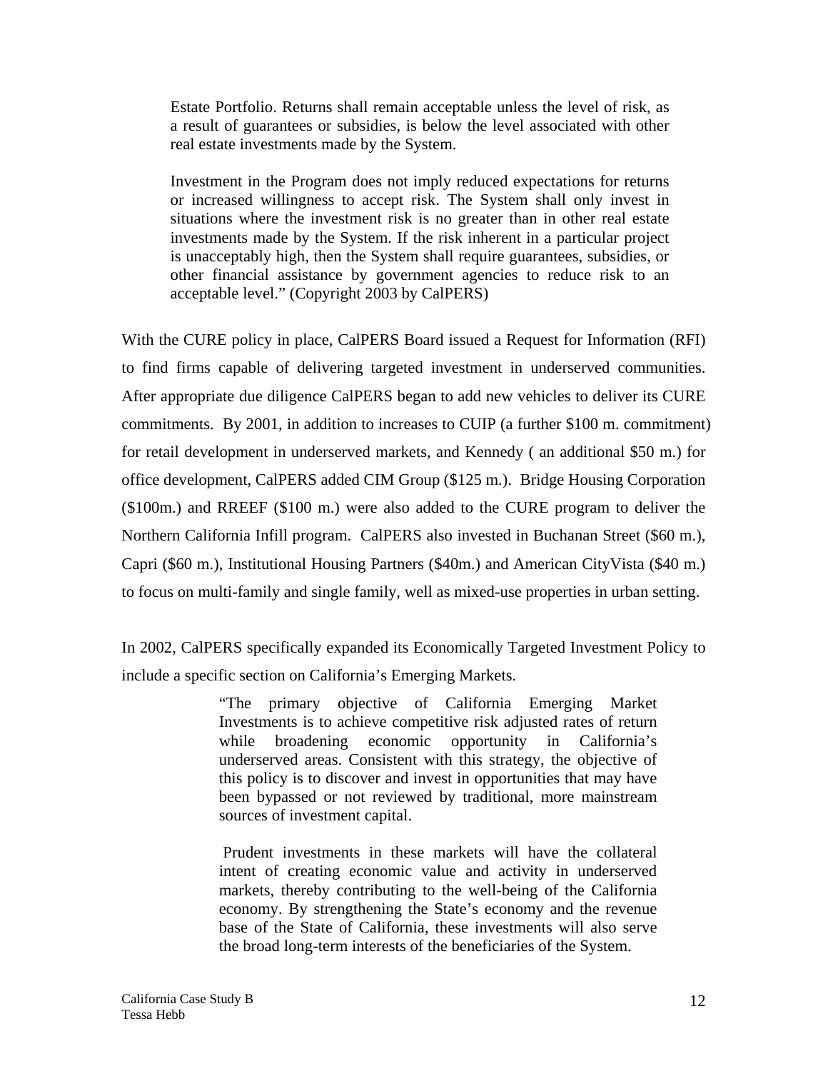> Estate Portfolio. Returns shall remain acceptable unless the level of risk, as a result of guarantees or subsidies, is below the level associated with other real estate investments made by the System.
>
> Investment in the Program does not imply reduced expectations for returns or increased willingness to accept risk. The System shall only invest in situations where the investment risk is no greater than in other real estate investments made by the System. If the risk inherent in a particular project is unacceptably high, then the System shall require guarantees, subsidies, or other financial assistance by government agencies to reduce risk to an acceptable level." (Copyright 2003 by CalPERS)

With the CURE policy in place, CalPERS Board issued a Request for Information (RFI) to find firms capable of delivering targeted investment in underserved communities. After appropriate due diligence CalPERS began to add new vehicles to deliver its CURE commitments. By 2001, in addition to increases to CUIP (a further \$100 m. commitment) for retail development in underserved markets, and Kennedy ( an additional \$50 m.) for office development, CalPERS added CIM Group (\$125 m.). Bridge Housing Corporation (\$100m.) and RREEF (\$100 m.) were also added to the CURE program to deliver the Northern California Infill program. CalPERS also invested in Buchanan Street (\$60 m.), Capri (\$60 m.), Institutional Housing Partners (\$40m.) and American CityVista (\$40 m.) to focus on multi-family and single family, well as mixed-use properties in urban setting.

In 2002, CalPERS specifically expanded its Economically Targeted Investment Policy to include a specific section on California's Emerging Markets.

> "The primary objective of California Emerging Market Investments is to achieve competitive risk adjusted rates of return while broadening economic opportunity in California's underserved areas. Consistent with this strategy, the objective of this policy is to discover and invest in opportunities that may have been bypassed or not reviewed by traditional, more mainstream sources of investment capital.
>
> Prudent investments in these markets will have the collateral intent of creating economic value and activity in underserved markets, thereby contributing to the well-being of the California economy. By strengthening the State's economy and the revenue base of the State of California, these investments will also serve the broad long-term interests of the beneficiaries of the System.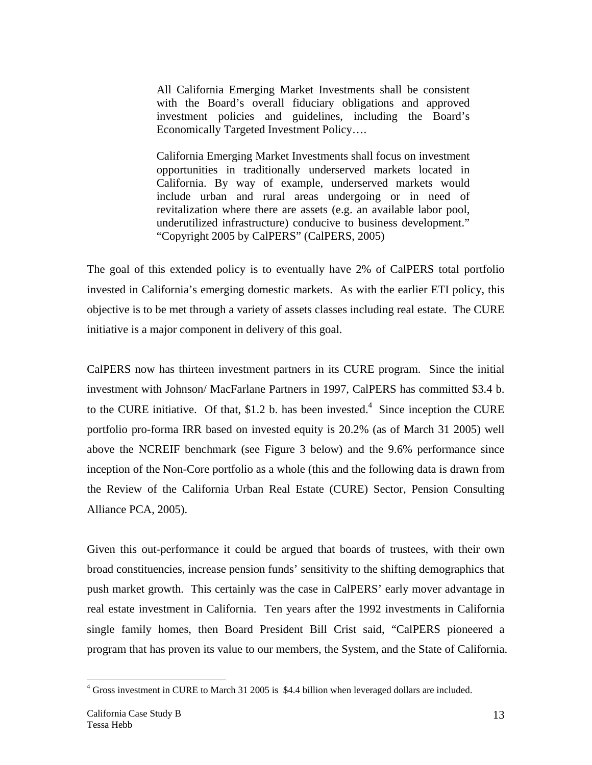> All California Emerging Market Investments shall be consistent with the Board's overall fiduciary obligations and approved investment policies and guidelines, including the Board's Economically Targeted Investment Policy….
>
> California Emerging Market Investments shall focus on investment opportunities in traditionally underserved markets located in California. By way of example, underserved markets would include urban and rural areas undergoing or in need of revitalization where there are assets (e.g. an available labor pool, underutilized infrastructure) conducive to business development." "Copyright 2005 by CalPERS" (CalPERS, 2005)

The goal of this extended policy is to eventually have 2% of CalPERS total portfolio invested in California's emerging domestic markets. As with the earlier ETI policy, this objective is to be met through a variety of assets classes including real estate. The CURE initiative is a major component in delivery of this goal.

CalPERS now has thirteen investment partners in its CURE program. Since the initial investment with Johnson/ MacFarlane Partners in 1997, CalPERS has committed $3.4 b. to the CURE initiative. Of that, $1.2 b. has been invested.[4] Since inception the CURE portfolio pro-forma IRR based on invested equity is 20.2% (as of March 31 2005) well above the NCREIF benchmark (see Figure 3 below) and the 9.6% performance since inception of the Non-Core portfolio as a whole (this and the following data is drawn from the Review of the California Urban Real Estate (CURE) Sector, Pension Consulting Alliance PCA, 2005).

Given this out-performance it could be argued that boards of trustees, with their own broad constituencies, increase pension funds' sensitivity to the shifting demographics that push market growth. This certainly was the case in CalPERS' early mover advantage in real estate investment in California. Ten years after the 1992 investments in California single family homes, then Board President Bill Crist said, "CalPERS pioneered a program that has proven its value to our members, the System, and the State of California.

[4] Gross investment in CURE to March 31 2005 is $4.4 billion when leveraged dollars are included.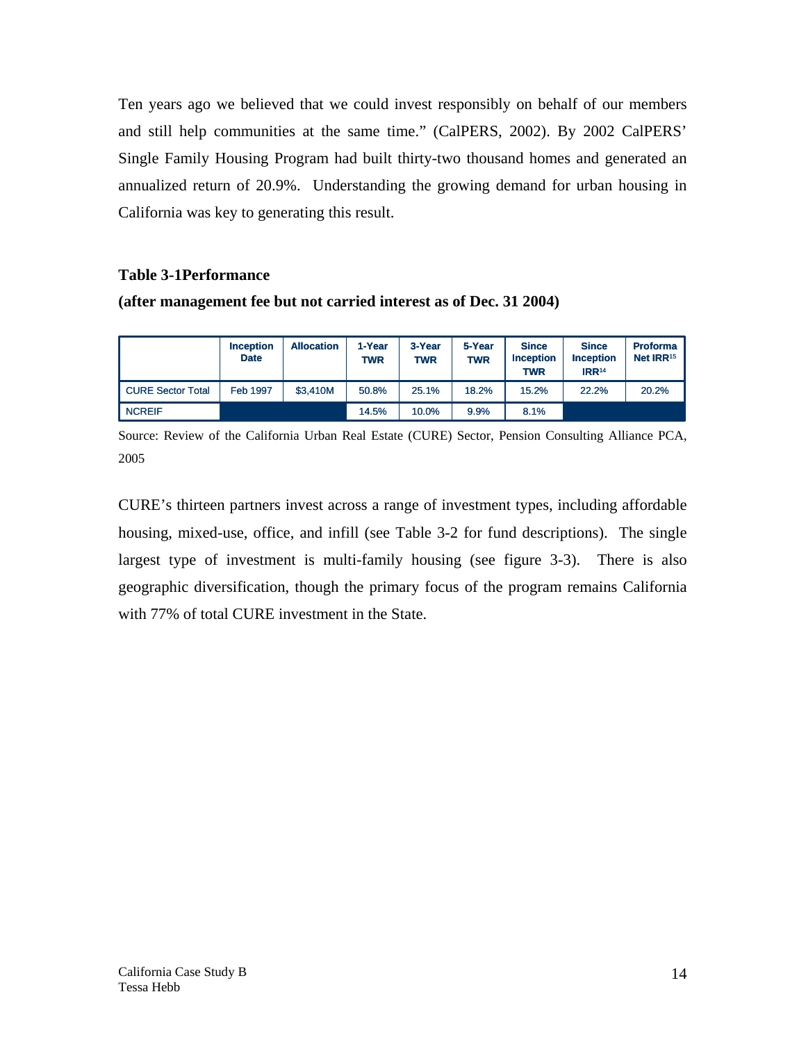Ten years ago we believed that we could invest responsibly on behalf of our members and still help communities at the same time." (CalPERS, 2002). By 2002 CalPERS' Single Family Housing Program had built thirty-two thousand homes and generated an annualized return of 20.9%. Understanding the growing demand for urban housing in California was key to generating this result.

**Table 3-1Performance**

**(after management fee but not carried interest as of Dec. 31 2004)**

| | Inception Date | Allocation | 1-Year TWR | 3-Year TWR | 5-Year TWR | Since Inception TWR | Since Inception IRR[14] | Proforma Net IRR[15] |
|---|---|---|---|---|---|---|---|---|
| CURE Sector Total | Feb 1997 | $3,410M | 50.8% | 25.1% | 18.2% | 15.2% | 22.2% | 20.2% |
| NCREIF | | | 14.5% | 10.0% | 9.9% | 8.1% | | |

Source: Review of the California Urban Real Estate (CURE) Sector, Pension Consulting Alliance PCA, 2005

CURE's thirteen partners invest across a range of investment types, including affordable housing, mixed-use, office, and infill (see Table 3-2 for fund descriptions). The single largest type of investment is multi-family housing (see figure 3-3). There is also geographic diversification, though the primary focus of the program remains California with 77% of total CURE investment in the State.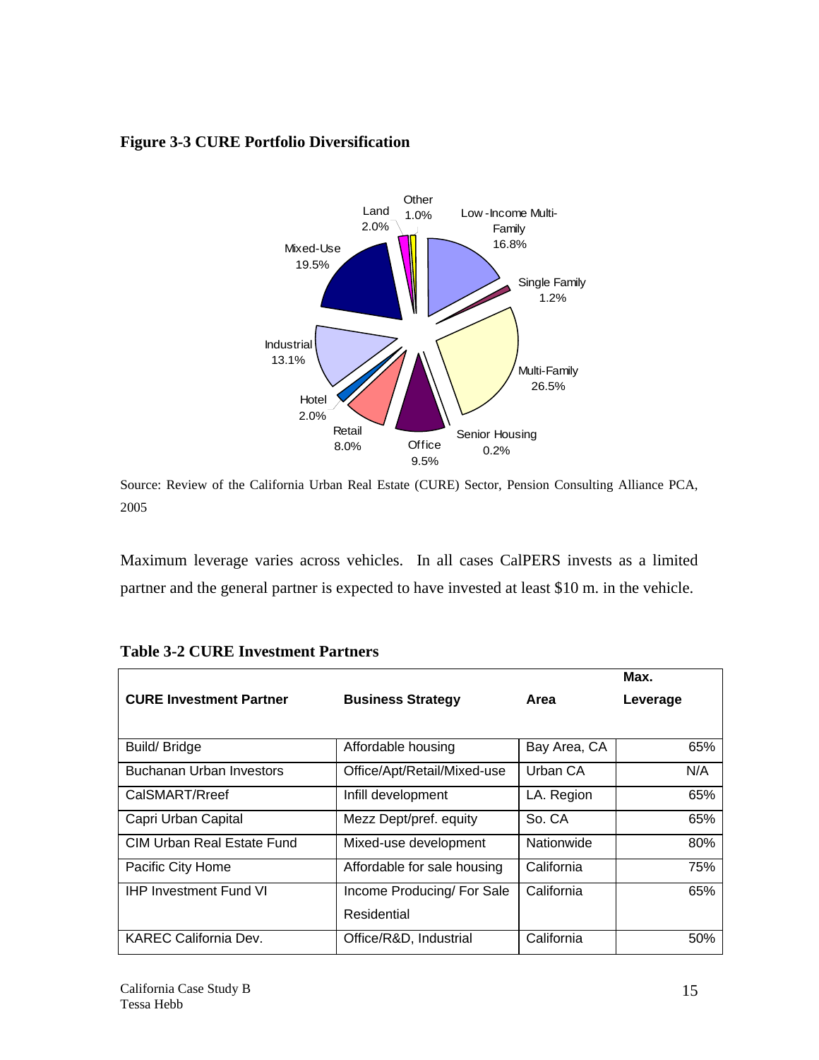**Figure 3-3 CURE Portfolio Diversification**

Source: Review of the California Urban Real Estate (CURE) Sector, Pension Consulting Alliance PCA, 2005

Maximum leverage varies across vehicles. In all cases CalPERS invests as a limited partner and the general partner is expected to have invested at least $10 m. in the vehicle.

**Table 3-2 CURE Investment Partners**

| CURE Investment Partner | Business Strategy | Area | Max. Leverage |
|---|---|---|---|
| Build/ Bridge | Affordable housing | Bay Area, CA | 65% |
| Buchanan Urban Investors | Office/Apt/Retail/Mixed-use | Urban CA | N/A |
| CalSMART/Rreef | Infill development | LA. Region | 65% |
| Capri Urban Capital | Mezz Dept/pref. equity | So. CA | 65% |
| CIM Urban Real Estate Fund | Mixed-use development | Nationwide | 80% |
| Pacific City Home | Affordable for sale housing | California | 75% |
| IHP Investment Fund VI | Income Producing/ For Sale Residential | California | 65% |
| KAREC California Dev. | Office/R&D, Industrial | California | 50% |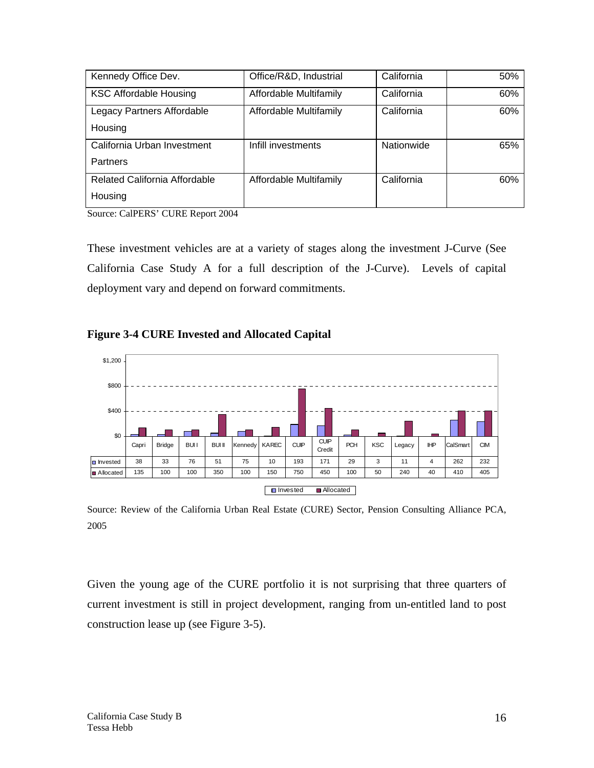| Kennedy Office Dev. | Office/R&D, Industrial | California | 50% |
|---|---|---|---|
| KSC Affordable Housing | Affordable Multifamily | California | 60% |
| Legacy Partners Affordable Housing | Affordable Multifamily | California | 60% |
| California Urban Investment Partners | Infill investments | Nationwide | 65% |
| Related California Affordable Housing | Affordable Multifamily | California | 60% |

Source: CalPERS' CURE Report 2004

These investment vehicles are at a variety of stages along the investment J-Curve (See California Case Study A for a full description of the J-Curve). Levels of capital deployment vary and depend on forward commitments.

**Figure 3-4 CURE Invested and Allocated Capital**

| | Capri | Bridge | BUI I | BUI II | Kennedy | KAREC | CUIP | CUIP Credit | PCH | KSC | Legacy | IHP | CalSmart | CIM |
|---|---|---|---|---|---|---|---|---|---|---|---|---|---|---|
| Invested | 38 | 33 | 76 | 51 | 75 | 10 | 193 | 171 | 29 | 3 | 11 | 4 | 262 | 232 |
| Allocated | 135 | 100 | 100 | 350 | 100 | 150 | 750 | 450 | 100 | 50 | 240 | 40 | 410 | 405 |

Source: Review of the California Urban Real Estate (CURE) Sector, Pension Consulting Alliance PCA, 2005

Given the young age of the CURE portfolio it is not surprising that three quarters of current investment is still in project development, ranging from un-entitled land to post construction lease up (see Figure 3-5).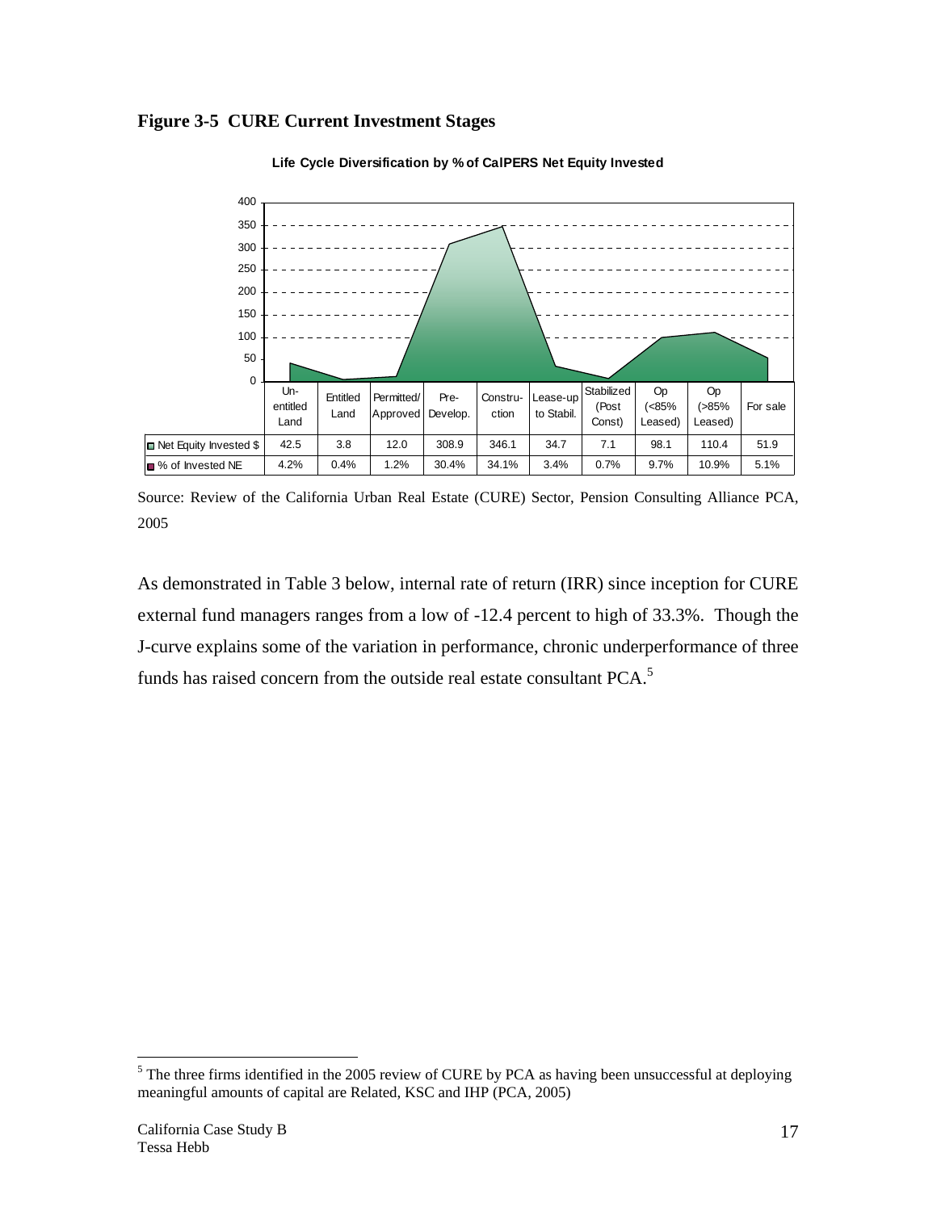**Figure 3-5 CURE Current Investment Stages**

**Life Cycle Diversification by % of CalPERS Net Equity Invested**

| | Un-entitled Land | Entitled Land | Permitted/ Approved | Pre-Develop. | Constru-ction | Lease-up to Stabil. | Stabilized (Post Const) | Op (<85% Leased) | Op (>85% Leased) | For sale |
|---|---|---|---|---|---|---|---|---|---|---|
| Net Equity Invested $ | 42.5 | 3.8 | 12.0 | 308.9 | 346.1 | 34.7 | 7.1 | 98.1 | 110.4 | 51.9 |
| % of Invested NE | 4.2% | 0.4% | 1.2% | 30.4% | 34.1% | 3.4% | 0.7% | 9.7% | 10.9% | 5.1% |

Source: Review of the California Urban Real Estate (CURE) Sector, Pension Consulting Alliance PCA, 2005

As demonstrated in Table 3 below, internal rate of return (IRR) since inception for CURE external fund managers ranges from a low of -12.4 percent to high of 33.3%. Though the J-curve explains some of the variation in performance, chronic underperformance of three funds has raised concern from the outside real estate consultant PCA.[5]

[5] The three firms identified in the 2005 review of CURE by PCA as having been unsuccessful at deploying meaningful amounts of capital are Related, KSC and IHP (PCA, 2005)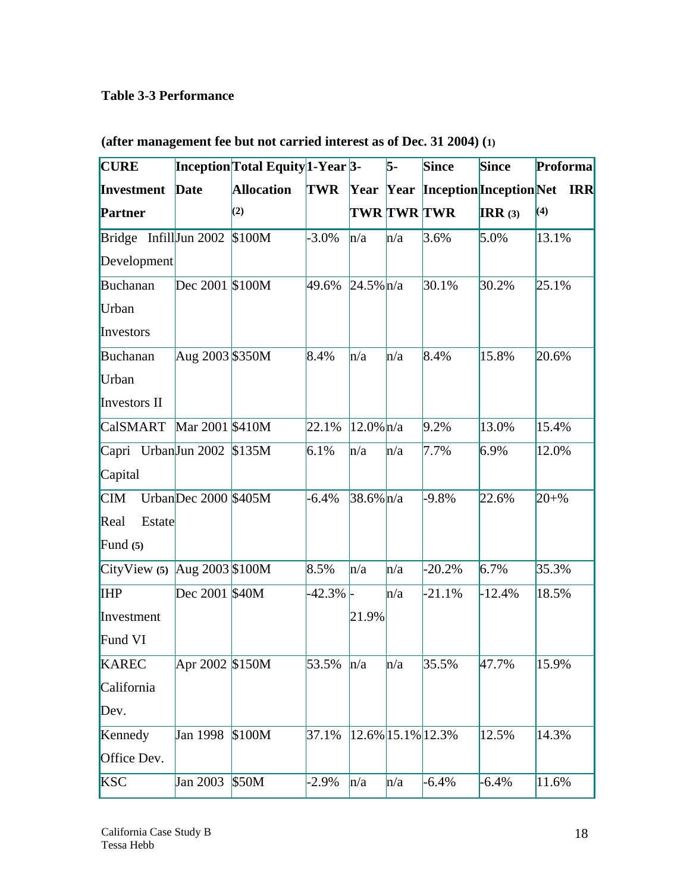**Table 3-3 Performance**

**(after management fee but not carried interest as of Dec. 31 2004) (1)**

| CURE Investment Partner | Inception Date | Total Equity Allocation (2) | 1-Year TWR | 3-Year TWR | 5-Year TWR | Since Inception TWR | Since Inception IRR (3) | Proforma Net IRR (4) |
|---|---|---|---|---|---|---|---|---|
| Bridge Infill Development | Jun 2002 | $100M | -3.0% | n/a | n/a | 3.6% | 5.0% | 13.1% |
| Buchanan Urban Investors | Dec 2001 | $100M | 49.6% | 24.5% | n/a | 30.1% | 30.2% | 25.1% |
| Buchanan Urban Investors II | Aug 2003 | $350M | 8.4% | n/a | n/a | 8.4% | 15.8% | 20.6% |
| CalSMART | Mar 2001 | $410M | 22.1% | 12.0% | n/a | 9.2% | 13.0% | 15.4% |
| Capri Urban Capital | Jun 2002 | $135M | 6.1% | n/a | n/a | 7.7% | 6.9% | 12.0% |
| CIM Urban Real Estate Fund (5) | Dec 2000 | $405M | -6.4% | 38.6% | n/a | -9.8% | 22.6% | 20+% |
| CityView (5) | Aug 2003 | $100M | 8.5% | n/a | n/a | -20.2% | 6.7% | 35.3% |
| IHP Investment Fund VI | Dec 2001 | $40M | -42.3% | -21.9% | n/a | -21.1% | -12.4% | 18.5% |
| KAREC California Dev. | Apr 2002 | $150M | 53.5% | n/a | n/a | 35.5% | 47.7% | 15.9% |
| Kennedy Office Dev. | Jan 1998 | $100M | 37.1% | 12.6% | 15.1% | 12.3% | 12.5% | 14.3% |
| KSC | Jan 2003 | $50M | -2.9% | n/a | n/a | -6.4% | -6.4% | 11.6% |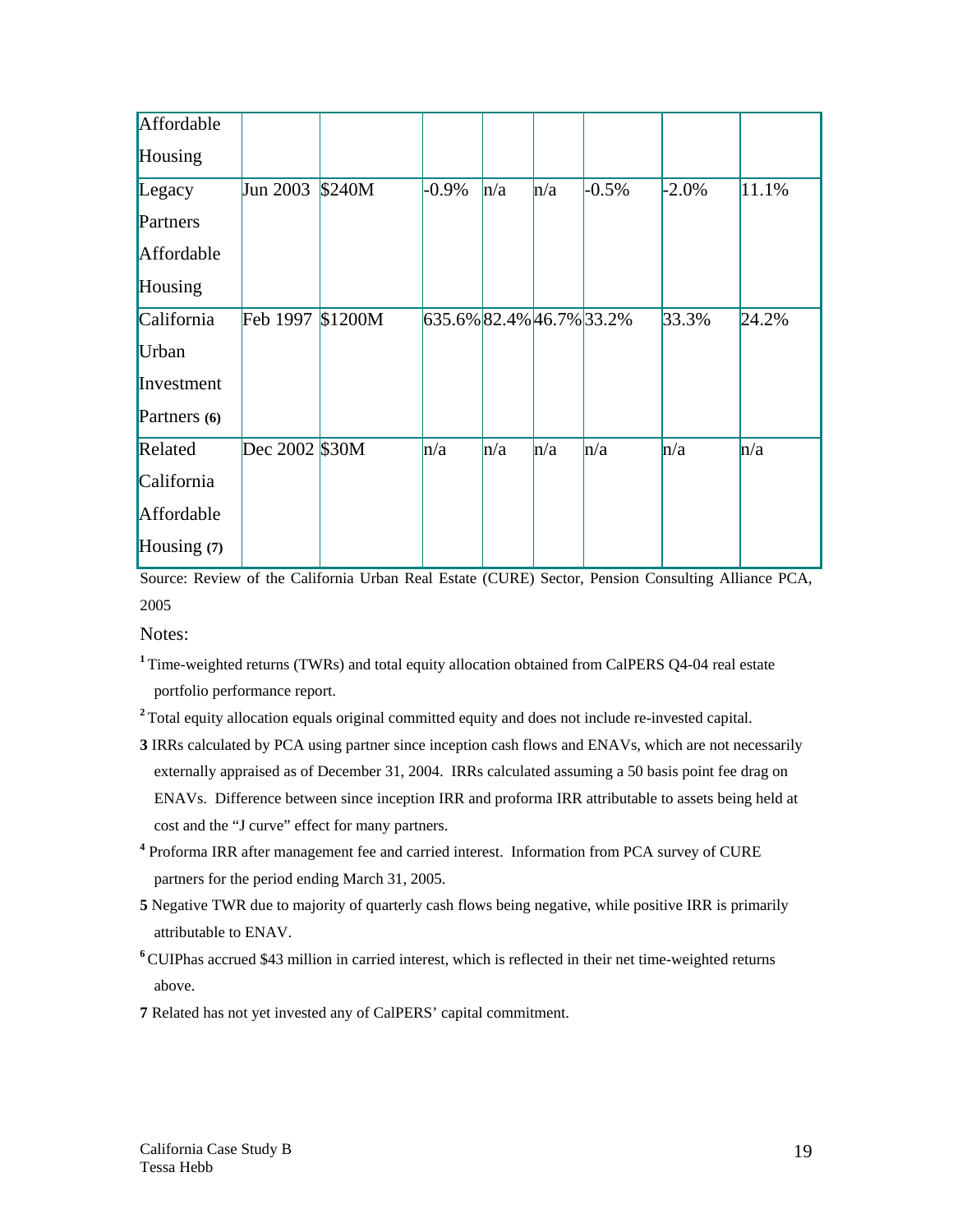| | | | | | | | | |
|---|---|---|---|---|---|---|---|---|
| Affordable Housing | | | | | | | | |
| Legacy Partners Affordable Housing | Jun 2003 | $240M | -0.9% | n/a | n/a | -0.5% | -2.0% | 11.1% |
| California Urban Investment Partners **(6)** | Feb 1997 | $1200M | 635.6% | 82.4% | 46.7% | 33.2% | 33.3% | 24.2% |
| Related California Affordable Housing **(7)** | Dec 2002 | $30M | n/a | n/a | n/a | n/a | n/a | n/a |

Source: Review of the California Urban Real Estate (CURE) Sector, Pension Consulting Alliance PCA, 2005

Notes:

**1** Time-weighted returns (TWRs) and total equity allocation obtained from CalPERS Q4-04 real estate portfolio performance report.

**2** Total equity allocation equals original committed equity and does not include re-invested capital.

**3** IRRs calculated by PCA using partner since inception cash flows and ENAVs, which are not necessarily externally appraised as of December 31, 2004. IRRs calculated assuming a 50 basis point fee drag on ENAVs. Difference between since inception IRR and proforma IRR attributable to assets being held at cost and the "J curve" effect for many partners.

**4** Proforma IRR after management fee and carried interest. Information from PCA survey of CURE partners for the period ending March 31, 2005.

**5** Negative TWR due to majority of quarterly cash flows being negative, while positive IRR is primarily attributable to ENAV.

**6** CUIPhas accrued $43 million in carried interest, which is reflected in their net time-weighted returns above.

**7** Related has not yet invested any of CalPERS' capital commitment.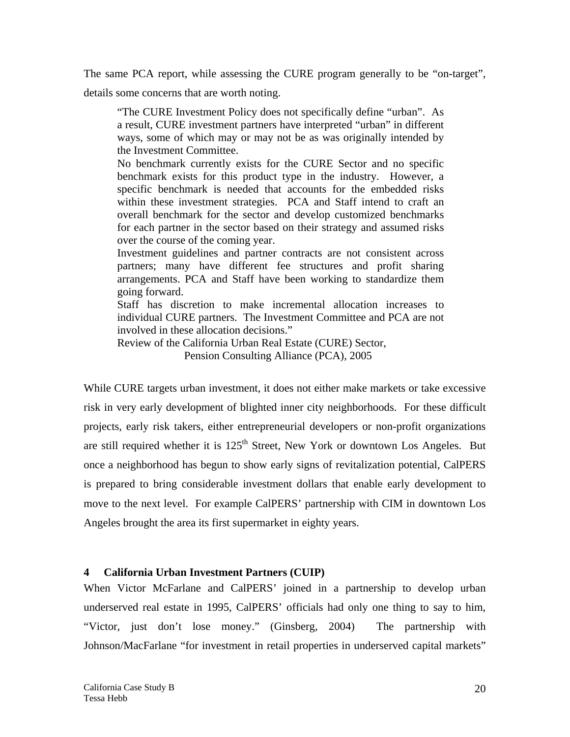The same PCA report, while assessing the CURE program generally to be "on-target", details some concerns that are worth noting.

> "The CURE Investment Policy does not specifically define "urban". As a result, CURE investment partners have interpreted "urban" in different ways, some of which may or may not be as was originally intended by the Investment Committee.
>
> No benchmark currently exists for the CURE Sector and no specific benchmark exists for this product type in the industry. However, a specific benchmark is needed that accounts for the embedded risks within these investment strategies. PCA and Staff intend to craft an overall benchmark for the sector and develop customized benchmarks for each partner in the sector based on their strategy and assumed risks over the course of the coming year.
>
> Investment guidelines and partner contracts are not consistent across partners; many have different fee structures and profit sharing arrangements. PCA and Staff have been working to standardize them going forward.
>
> Staff has discretion to make incremental allocation increases to individual CURE partners. The Investment Committee and PCA are not involved in these allocation decisions."
>
> Review of the California Urban Real Estate (CURE) Sector,
> Pension Consulting Alliance (PCA), 2005

While CURE targets urban investment, it does not either make markets or take excessive risk in very early development of blighted inner city neighborhoods. For these difficult projects, early risk takers, either entrepreneurial developers or non-profit organizations are still required whether it is 125th Street, New York or downtown Los Angeles. But once a neighborhood has begun to show early signs of revitalization potential, CalPERS is prepared to bring considerable investment dollars that enable early development to move to the next level. For example CalPERS' partnership with CIM in downtown Los Angeles brought the area its first supermarket in eighty years.

## 4 California Urban Investment Partners (CUIP)

When Victor McFarlane and CalPERS' joined in a partnership to develop urban underserved real estate in 1995, CalPERS' officials had only one thing to say to him, "Victor, just don't lose money." (Ginsberg, 2004) The partnership with Johnson/MacFarlane "for investment in retail properties in underserved capital markets"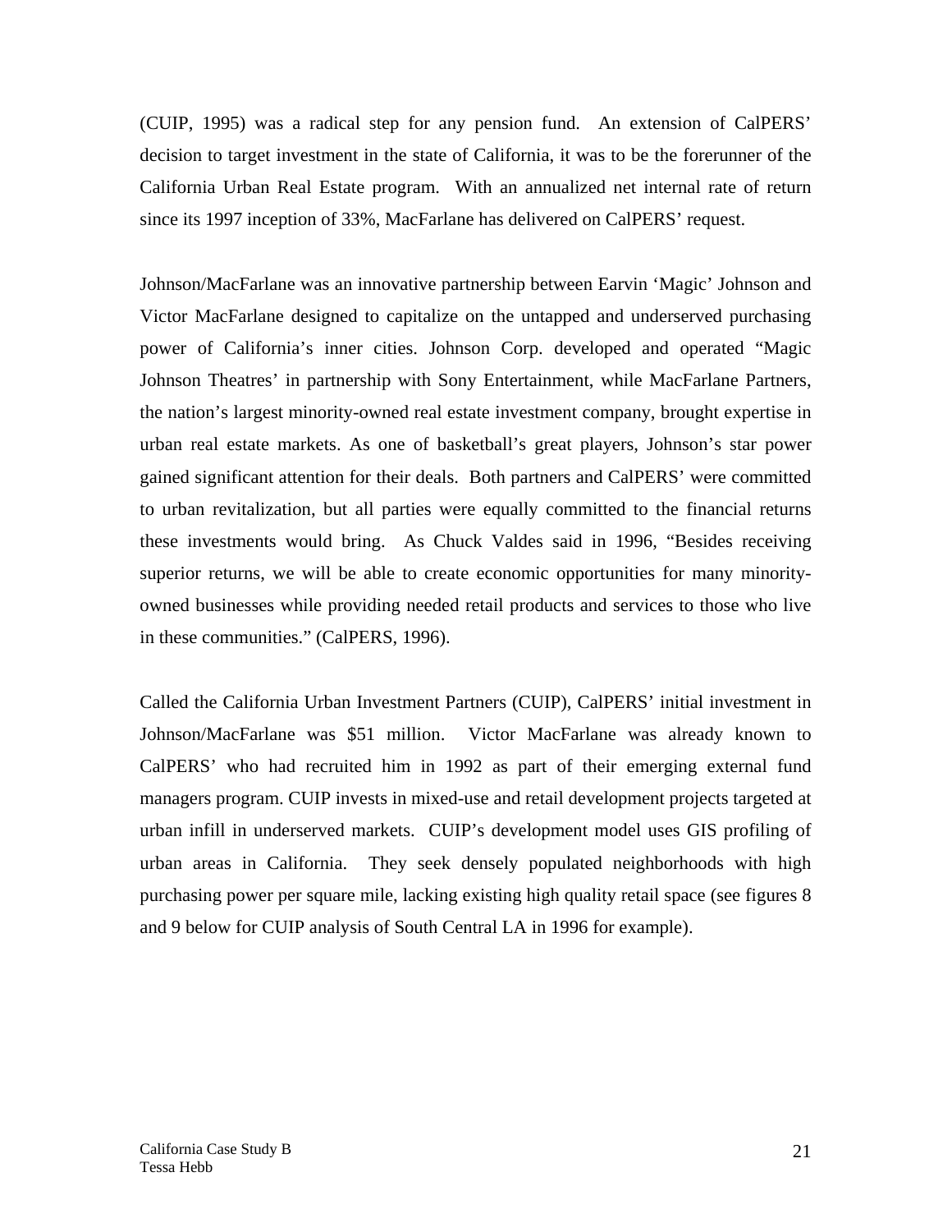(CUIP, 1995) was a radical step for any pension fund. An extension of CalPERS' decision to target investment in the state of California, it was to be the forerunner of the California Urban Real Estate program. With an annualized net internal rate of return since its 1997 inception of 33%, MacFarlane has delivered on CalPERS' request.

Johnson/MacFarlane was an innovative partnership between Earvin 'Magic' Johnson and Victor MacFarlane designed to capitalize on the untapped and underserved purchasing power of California's inner cities. Johnson Corp. developed and operated "Magic Johnson Theatres' in partnership with Sony Entertainment, while MacFarlane Partners, the nation's largest minority-owned real estate investment company, brought expertise in urban real estate markets. As one of basketball's great players, Johnson's star power gained significant attention for their deals. Both partners and CalPERS' were committed to urban revitalization, but all parties were equally committed to the financial returns these investments would bring. As Chuck Valdes said in 1996, "Besides receiving superior returns, we will be able to create economic opportunities for many minority-owned businesses while providing needed retail products and services to those who live in these communities." (CalPERS, 1996).

Called the California Urban Investment Partners (CUIP), CalPERS' initial investment in Johnson/MacFarlane was $51 million. Victor MacFarlane was already known to CalPERS' who had recruited him in 1992 as part of their emerging external fund managers program. CUIP invests in mixed-use and retail development projects targeted at urban infill in underserved markets. CUIP's development model uses GIS profiling of urban areas in California. They seek densely populated neighborhoods with high purchasing power per square mile, lacking existing high quality retail space (see figures 8 and 9 below for CUIP analysis of South Central LA in 1996 for example).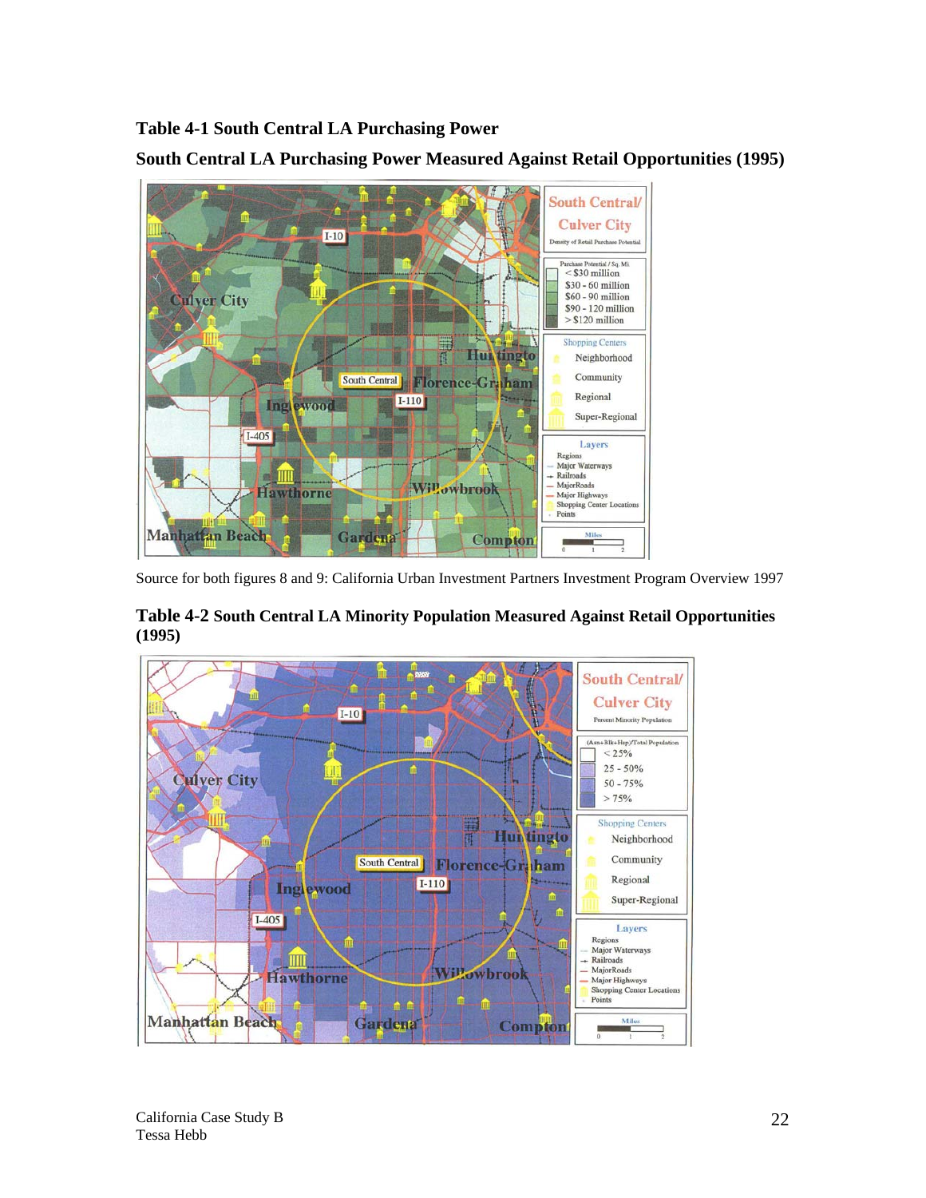**Table 4-1 South Central LA Purchasing Power**

**South Central LA Purchasing Power Measured Against Retail Opportunities (1995)**

Source for both figures 8 and 9: California Urban Investment Partners Investment Program Overview 1997

**Table 4-2 South Central LA Minority Population Measured Against Retail Opportunities (1995)**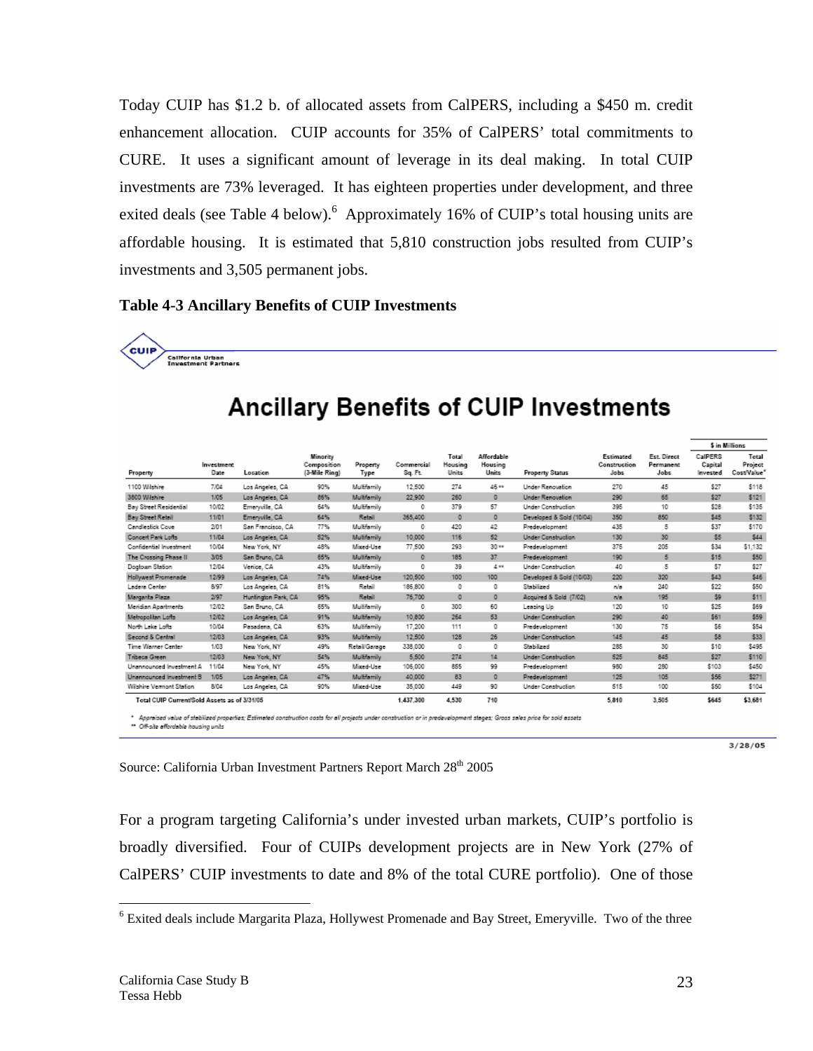Today CUIP has $1.2 b. of allocated assets from CalPERS, including a $450 m. credit enhancement allocation. CUIP accounts for 35% of CalPERS' total commitments to CURE. It uses a significant amount of leverage in its deal making. In total CUIP investments are 73% leveraged. It has eighteen properties under development, and three exited deals (see Table 4 below).[6] Approximately 16% of CUIP's total housing units are affordable housing. It is estimated that 5,810 construction jobs resulted from CUIP's investments and 3,505 permanent jobs.

**Table 4-3 Ancillary Benefits of CUIP Investments**

CUIP California Urban Investment Partners

## Ancillary Benefits of CUIP Investments

| Property | Investment Date | Location | Minority Composition (3-Mile Ring) | Property Type | Commercial Sq. Ft. | Total Housing Units | Affordable Housing Units | Property Status | Estimated Construction Jobs | Est. Direct Permanent Jobs | $ in Millions CalPERS Capital Invested | Total Project Cost/Value* |
|---|---|---|---|---|---|---|---|---|---|---|---|---|
| 1100 Wilshire | 7/04 | Los Angeles, CA | 90% | Multifamily | 12,500 | 274 | 45 ** | Under Renovation | 270 | 45 | $27 | $118 |
| 3800 Wilshire | 1/05 | Los Angeles, CA | 86% | Multifamily | 22,900 | 260 | 0 | Under Renovation | 290 | 65 | $27 | $121 |
| Bay Street Residential | 10/02 | Emeryville, CA | 64% | Multifamily | 0 | 379 | 57 | Under Construction | 395 | 10 | $28 | $135 |
| Bay Street Retail | 11/01 | Emeryville, CA | 64% | Retail | 365,400 | 0 | 0 | Developed & Sold (10/04) | 350 | 850 | $45 | $132 |
| Candlestick Cove | 2/01 | San Francisco, CA | 77% | Multifamily | 0 | 420 | 42 | Predevelopment | 435 | 5 | $37 | $170 |
| Concert Park Lofts | 11/04 | Los Angeles, CA | 52% | Multifamily | 10,000 | 116 | 52 | Under Construction | 130 | 30 | $5 | $44 |
| Confidential Investment | 10/04 | New York, NY | 48% | Mixed-Use | 77,500 | 293 | 30 ** | Predevelopment | 375 | 205 | $34 | $1,132 |
| The Crossing Phase II | 3/05 | San Bruno, CA | 65% | Multifamily | 0 | 185 | 37 | Predevelopment | 190 | 5 | $15 | $50 |
| Dogtown Station | 12/04 | Venice, CA | 43% | Multifamily | 0 | 39 | 4 ** | Under Construction | 40 | 5 | $7 | $27 |
| Hollywest Promenade | 12/99 | Los Angeles, CA | 74% | Mixed-Use | 120,500 | 100 | 100 | Developed & Sold (10/03) | 220 | 320 | $43 | $46 |
| Ladera Center | 8/97 | Los Angeles, CA | 81% | Retail | 186,800 | 0 | 0 | Stabilized | n/a | 240 | $22 | $50 |
| Margarita Plaza | 2/97 | Huntington Park, CA | 95% | Retail | 75,700 | 0 | 0 | Acquired & Sold (7/02) | n/a | 195 | $9 | $11 |
| Meridian Apartments | 12/02 | San Bruno, CA | 65% | Multifamily | 0 | 300 | 60 | Leasing Up | 120 | 10 | $25 | $69 |
| Metropolitan Lofts | 12/02 | Los Angeles, CA | 91% | Multifamily | 10,800 | 264 | 53 | Under Construction | 290 | 40 | $61 | $59 |
| North Lake Lofts | 10/04 | Pasadena, CA | 63% | Multifamily | 17,200 | 111 | 0 | Predevelopment | 130 | 75 | $6 | $54 |
| Second & Central | 12/03 | Los Angeles, CA | 93% | Multifamily | 12,500 | 128 | 26 | Under Construction | 145 | 45 | $8 | $33 |
| Time Warner Center | 1/03 | New York, NY | 49% | Retail/Garage | 338,000 | 0 | 0 | Stabilized | 285 | 30 | $10 | $495 |
| Tribeca Green | 12/03 | New York, NY | 54% | Multifamily | 5,500 | 274 | 14 | Under Construction | 625 | 845 | $27 | $110 |
| Unannounced Investment A | 11/04 | New York, NY | 45% | Mixed-Use | 106,000 | 655 | 99 | Predevelopment | 980 | 280 | $103 | $450 |
| Unannounced Investment B | 1/05 | Los Angeles, CA | 47% | Multifamily | 40,000 | 83 | 0 | Predevelopment | 125 | 105 | $56 | $271 |
| Wilshire Vermont Station | 8/04 | Los Angeles, CA | 90% | Mixed-Use | 35,000 | 449 | 90 | Under Construction | 515 | 100 | $50 | $104 |
| Total CUIP Current/Sold Assets as of 3/31/05 | | | | | 1,437,300 | 4,530 | 710 | | 5,810 | 3,505 | $645 | $3,681 |

\* Appraised value of stabilized properties; Estimated construction costs for all projects under construction or in predevelopment stages; Gross sales price for sold assets
\** Off-site affordable housing units

3/28/05

Source: California Urban Investment Partners Report March 28th 2005

For a program targeting California's under invested urban markets, CUIP's portfolio is broadly diversified. Four of CUIPs development projects are in New York (27% of CalPERS' CUIP investments to date and 8% of the total CURE portfolio). One of those

[6] Exited deals include Margarita Plaza, Hollywest Promenade and Bay Street, Emeryville. Two of the three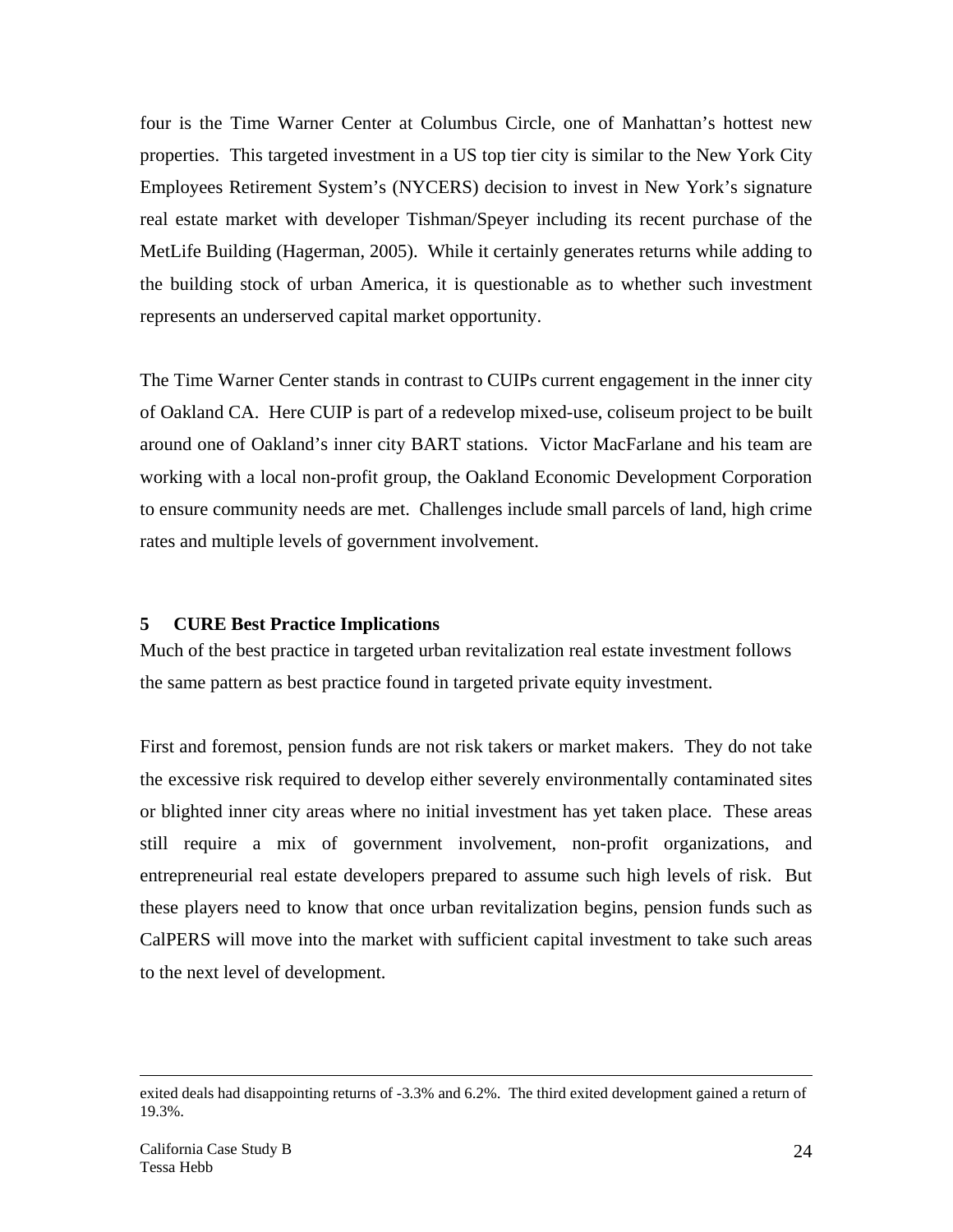four is the Time Warner Center at Columbus Circle, one of Manhattan's hottest new properties. This targeted investment in a US top tier city is similar to the New York City Employees Retirement System's (NYCERS) decision to invest in New York's signature real estate market with developer Tishman/Speyer including its recent purchase of the MetLife Building (Hagerman, 2005). While it certainly generates returns while adding to the building stock of urban America, it is questionable as to whether such investment represents an underserved capital market opportunity.

The Time Warner Center stands in contrast to CUIPs current engagement in the inner city of Oakland CA. Here CUIP is part of a redevelop mixed-use, coliseum project to be built around one of Oakland's inner city BART stations. Victor MacFarlane and his team are working with a local non-profit group, the Oakland Economic Development Corporation to ensure community needs are met. Challenges include small parcels of land, high crime rates and multiple levels of government involvement.

## 5 CURE Best Practice Implications

Much of the best practice in targeted urban revitalization real estate investment follows the same pattern as best practice found in targeted private equity investment.

First and foremost, pension funds are not risk takers or market makers. They do not take the excessive risk required to develop either severely environmentally contaminated sites or blighted inner city areas where no initial investment has yet taken place. These areas still require a mix of government involvement, non-profit organizations, and entrepreneurial real estate developers prepared to assume such high levels of risk. But these players need to know that once urban revitalization begins, pension funds such as CalPERS will move into the market with sufficient capital investment to take such areas to the next level of development.

---

exited deals had disappointing returns of -3.3% and 6.2%. The third exited development gained a return of 19.3%.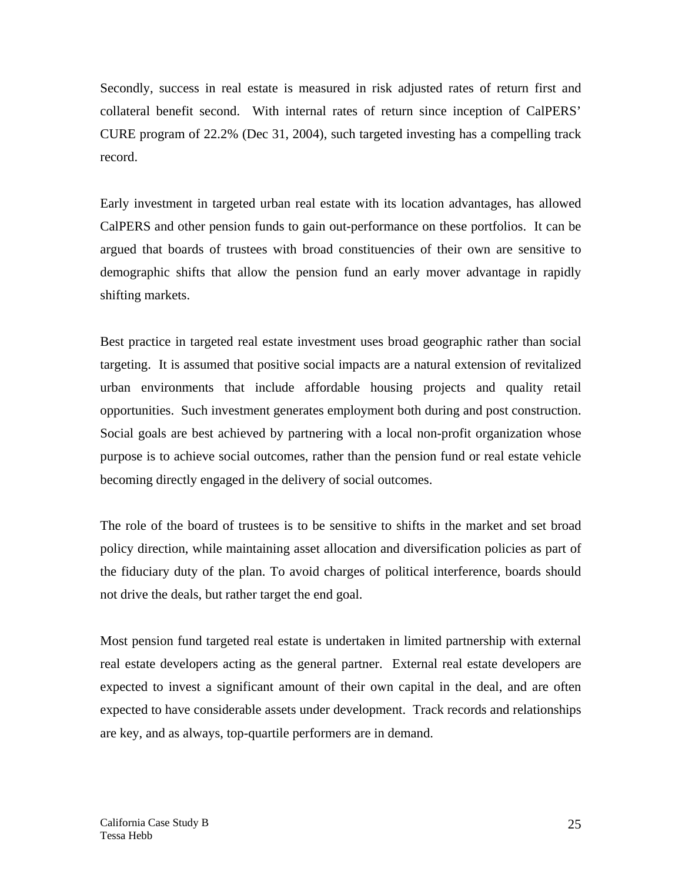Secondly, success in real estate is measured in risk adjusted rates of return first and collateral benefit second. With internal rates of return since inception of CalPERS' CURE program of 22.2% (Dec 31, 2004), such targeted investing has a compelling track record.

Early investment in targeted urban real estate with its location advantages, has allowed CalPERS and other pension funds to gain out-performance on these portfolios. It can be argued that boards of trustees with broad constituencies of their own are sensitive to demographic shifts that allow the pension fund an early mover advantage in rapidly shifting markets.

Best practice in targeted real estate investment uses broad geographic rather than social targeting. It is assumed that positive social impacts are a natural extension of revitalized urban environments that include affordable housing projects and quality retail opportunities. Such investment generates employment both during and post construction. Social goals are best achieved by partnering with a local non-profit organization whose purpose is to achieve social outcomes, rather than the pension fund or real estate vehicle becoming directly engaged in the delivery of social outcomes.

The role of the board of trustees is to be sensitive to shifts in the market and set broad policy direction, while maintaining asset allocation and diversification policies as part of the fiduciary duty of the plan. To avoid charges of political interference, boards should not drive the deals, but rather target the end goal.

Most pension fund targeted real estate is undertaken in limited partnership with external real estate developers acting as the general partner. External real estate developers are expected to invest a significant amount of their own capital in the deal, and are often expected to have considerable assets under development. Track records and relationships are key, and as always, top-quartile performers are in demand.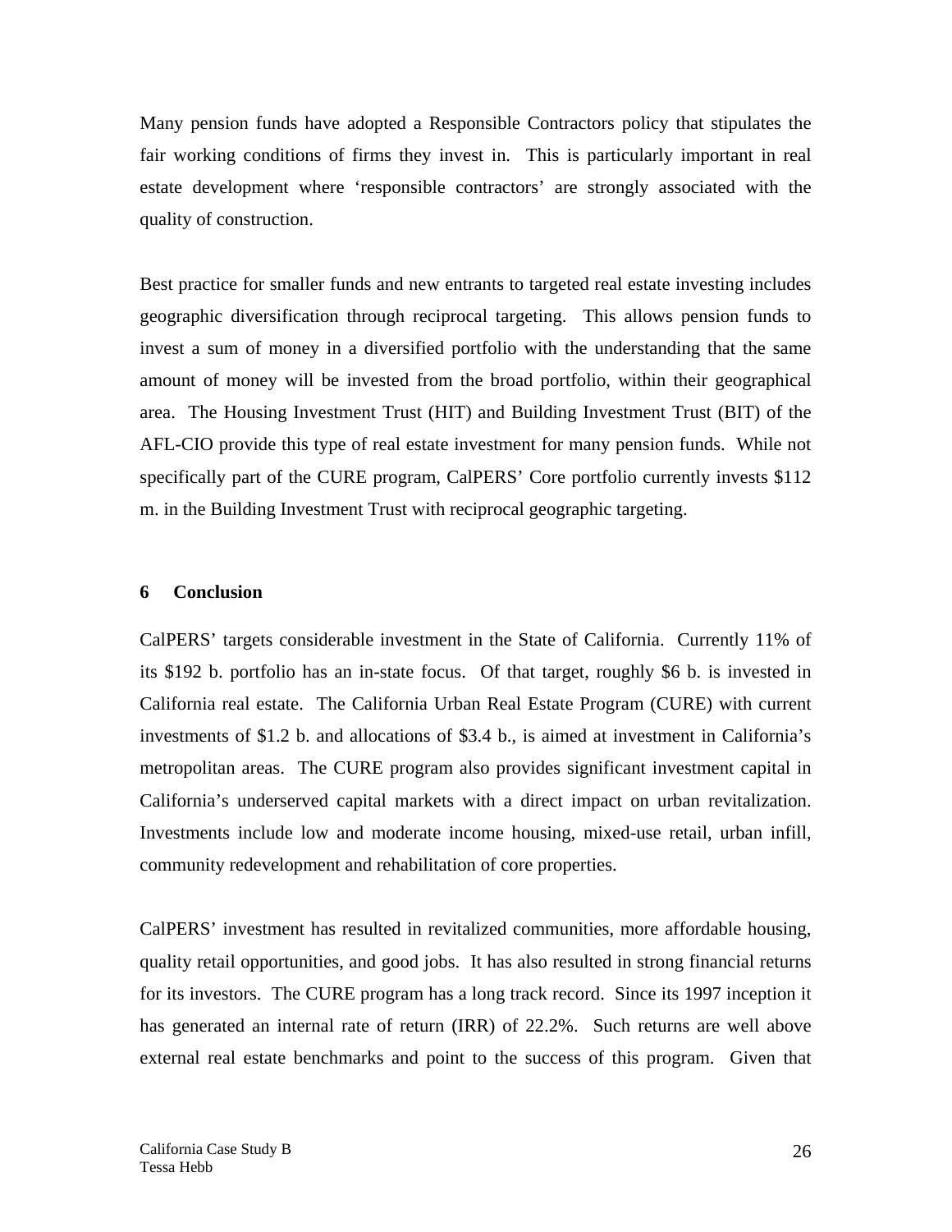Many pension funds have adopted a Responsible Contractors policy that stipulates the fair working conditions of firms they invest in. This is particularly important in real estate development where 'responsible contractors' are strongly associated with the quality of construction.

Best practice for smaller funds and new entrants to targeted real estate investing includes geographic diversification through reciprocal targeting. This allows pension funds to invest a sum of money in a diversified portfolio with the understanding that the same amount of money will be invested from the broad portfolio, within their geographical area. The Housing Investment Trust (HIT) and Building Investment Trust (BIT) of the AFL-CIO provide this type of real estate investment for many pension funds. While not specifically part of the CURE program, CalPERS' Core portfolio currently invests $112 m. in the Building Investment Trust with reciprocal geographic targeting.

## 6 Conclusion

CalPERS' targets considerable investment in the State of California. Currently 11% of its $192 b. portfolio has an in-state focus. Of that target, roughly $6 b. is invested in California real estate. The California Urban Real Estate Program (CURE) with current investments of $1.2 b. and allocations of $3.4 b., is aimed at investment in California's metropolitan areas. The CURE program also provides significant investment capital in California's underserved capital markets with a direct impact on urban revitalization. Investments include low and moderate income housing, mixed-use retail, urban infill, community redevelopment and rehabilitation of core properties.

CalPERS' investment has resulted in revitalized communities, more affordable housing, quality retail opportunities, and good jobs. It has also resulted in strong financial returns for its investors. The CURE program has a long track record. Since its 1997 inception it has generated an internal rate of return (IRR) of 22.2%. Such returns are well above external real estate benchmarks and point to the success of this program. Given that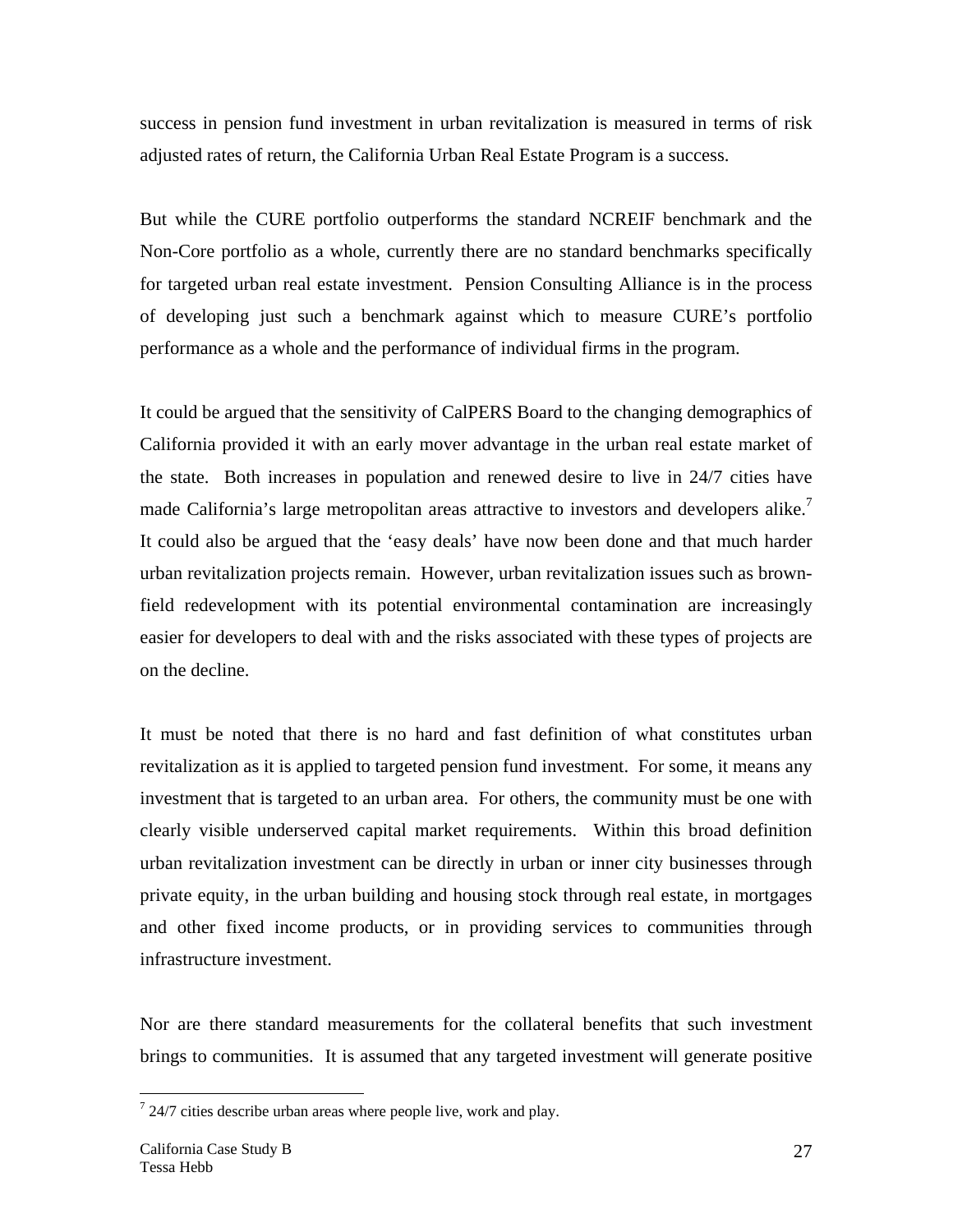success in pension fund investment in urban revitalization is measured in terms of risk adjusted rates of return, the California Urban Real Estate Program is a success.

But while the CURE portfolio outperforms the standard NCREIF benchmark and the Non-Core portfolio as a whole, currently there are no standard benchmarks specifically for targeted urban real estate investment. Pension Consulting Alliance is in the process of developing just such a benchmark against which to measure CURE's portfolio performance as a whole and the performance of individual firms in the program.

It could be argued that the sensitivity of CalPERS Board to the changing demographics of California provided it with an early mover advantage in the urban real estate market of the state. Both increases in population and renewed desire to live in 24/7 cities have made California's large metropolitan areas attractive to investors and developers alike.[7] It could also be argued that the 'easy deals' have now been done and that much harder urban revitalization projects remain. However, urban revitalization issues such as brown-field redevelopment with its potential environmental contamination are increasingly easier for developers to deal with and the risks associated with these types of projects are on the decline.

It must be noted that there is no hard and fast definition of what constitutes urban revitalization as it is applied to targeted pension fund investment. For some, it means any investment that is targeted to an urban area. For others, the community must be one with clearly visible underserved capital market requirements. Within this broad definition urban revitalization investment can be directly in urban or inner city businesses through private equity, in the urban building and housing stock through real estate, in mortgages and other fixed income products, or in providing services to communities through infrastructure investment.

Nor are there standard measurements for the collateral benefits that such investment brings to communities. It is assumed that any targeted investment will generate positive

[7] 24/7 cities describe urban areas where people live, work and play.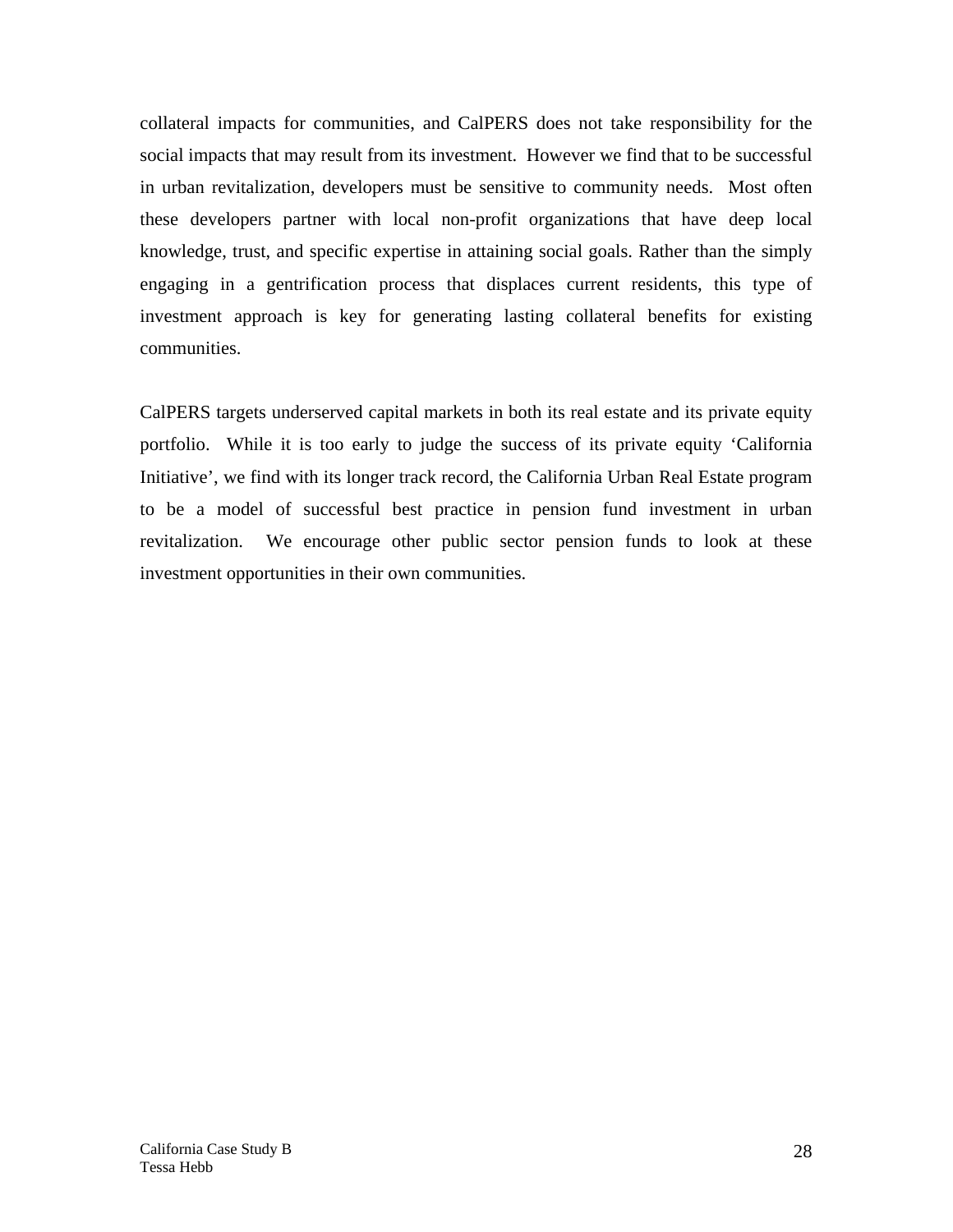collateral impacts for communities, and CalPERS does not take responsibility for the social impacts that may result from its investment. However we find that to be successful in urban revitalization, developers must be sensitive to community needs. Most often these developers partner with local non-profit organizations that have deep local knowledge, trust, and specific expertise in attaining social goals. Rather than the simply engaging in a gentrification process that displaces current residents, this type of investment approach is key for generating lasting collateral benefits for existing communities.

CalPERS targets underserved capital markets in both its real estate and its private equity portfolio. While it is too early to judge the success of its private equity 'California Initiative', we find with its longer track record, the California Urban Real Estate program to be a model of successful best practice in pension fund investment in urban revitalization. We encourage other public sector pension funds to look at these investment opportunities in their own communities.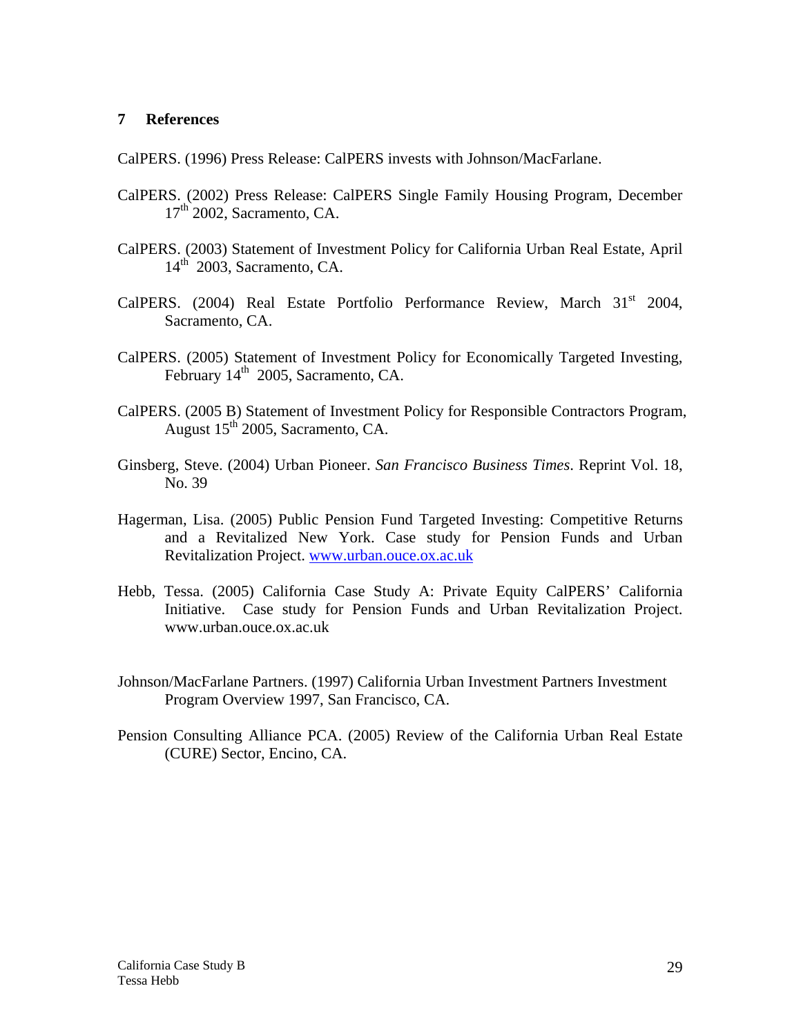## 7 References

CalPERS. (1996) Press Release: CalPERS invests with Johnson/MacFarlane.

CalPERS. (2002) Press Release: CalPERS Single Family Housing Program, December 17th 2002, Sacramento, CA.

CalPERS. (2003) Statement of Investment Policy for California Urban Real Estate, April 14th 2003, Sacramento, CA.

CalPERS. (2004) Real Estate Portfolio Performance Review, March 31st 2004, Sacramento, CA.

CalPERS. (2005) Statement of Investment Policy for Economically Targeted Investing, February 14th 2005, Sacramento, CA.

CalPERS. (2005 B) Statement of Investment Policy for Responsible Contractors Program, August 15th 2005, Sacramento, CA.

Ginsberg, Steve. (2004) Urban Pioneer. *San Francisco Business Times*. Reprint Vol. 18, No. 39

Hagerman, Lisa. (2005) Public Pension Fund Targeted Investing: Competitive Returns and a Revitalized New York. Case study for Pension Funds and Urban Revitalization Project. www.urban.ouce.ox.ac.uk

Hebb, Tessa. (2005) California Case Study A: Private Equity CalPERS' California Initiative. Case study for Pension Funds and Urban Revitalization Project. www.urban.ouce.ox.ac.uk

Johnson/MacFarlane Partners. (1997) California Urban Investment Partners Investment Program Overview 1997, San Francisco, CA.

Pension Consulting Alliance PCA. (2005) Review of the California Urban Real Estate (CURE) Sector, Encino, CA.